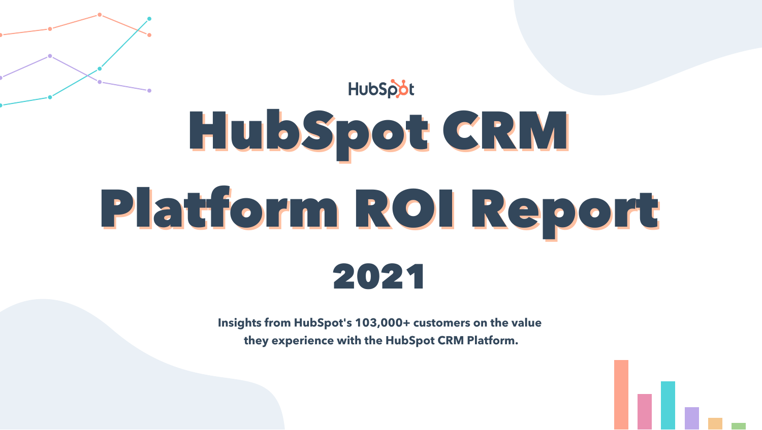HubSpot

# HubSpot CRM Platform ROI Report

## 2021

**Insights from HubSpot's 103,000+ customers on the value they experience with the HubSpot CRM Platform.**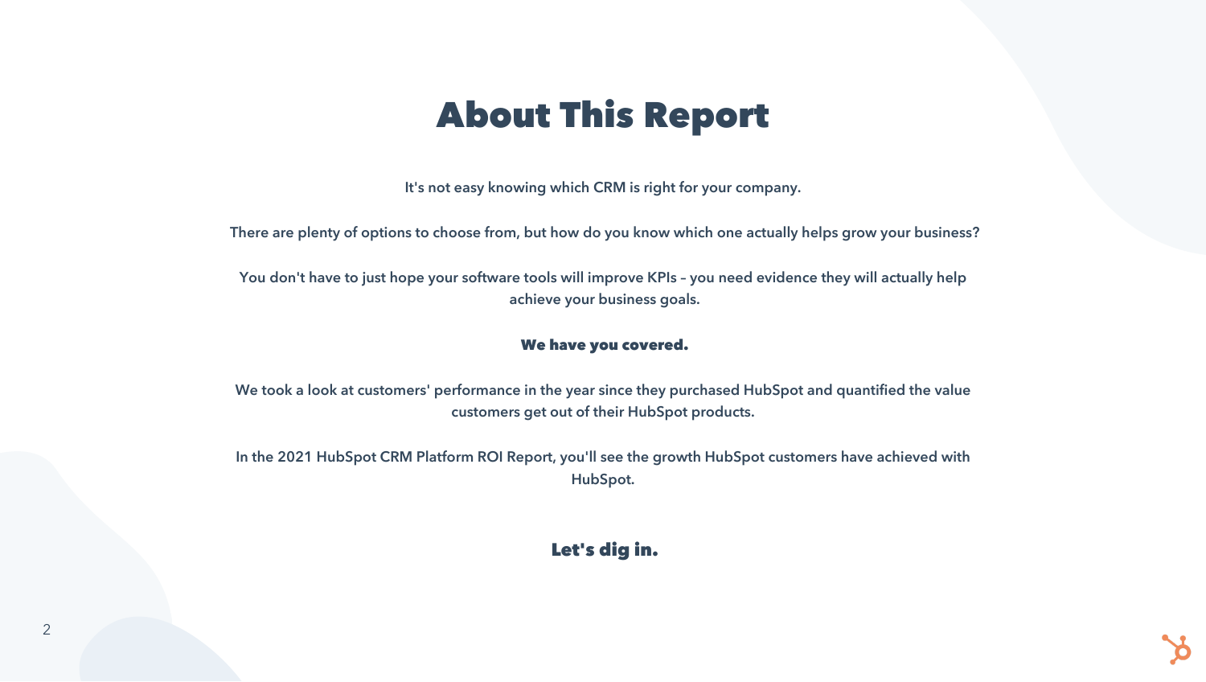# About This Report

It's not easy knowing which CRM is right for your company.

There are plenty of options to choose from, but how do you know which one actually helps grow your business?

You don't have to just hope your software tools will improve KPIs – you need evidence they will actually help achieve your business goals.

**We have you covered.**

We took a look at customers' performance in the year since they purchased HubSpot and quantified the value customers get out of their HubSpot products.

In the 2021 HubSpot CRM Platform ROI Report, you'll see the growth HubSpot customers have achieved with HubSpot.

**Let's dig in.**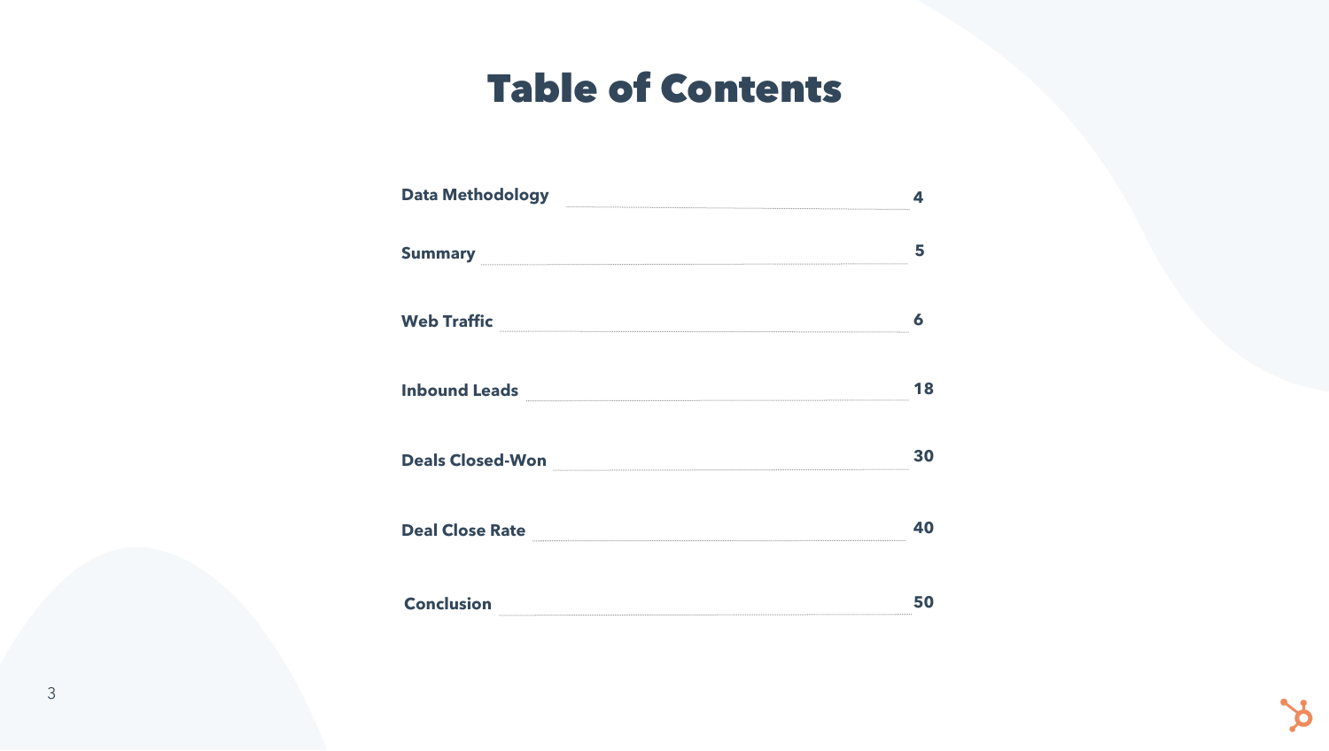# Table of Contents

| Section | Page |
| --- | --- |
| Data Methodology | 4 |
| Summary | 5 |
| Web Traffic | 6 |
| Inbound Leads | 18 |
| Deals Closed-Won | 30 |
| Deal Close Rate | 40 |
| Conclusion | 50 |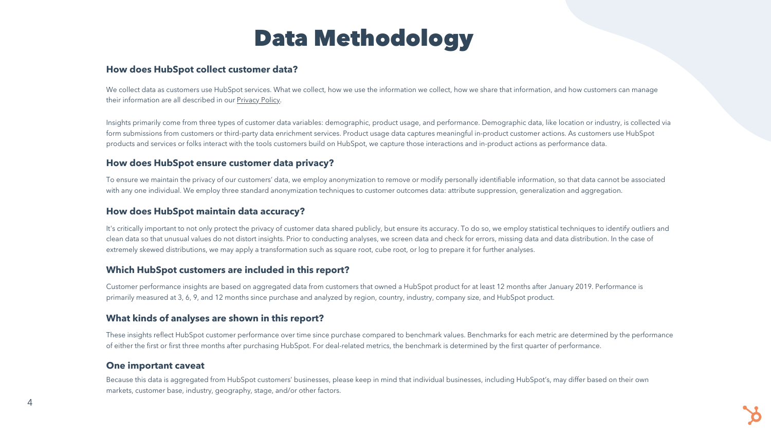# Data Methodology

### How does HubSpot collect customer data?

We collect data as customers use HubSpot services. What we collect, how we use the information we collect, how we share that information, and how customers can manage their information are all described in our Privacy Policy.

Insights primarily come from three types of customer data variables: demographic, product usage, and performance. Demographic data, like location or industry, is collected via form submissions from customers or third-party data enrichment services. Product usage data captures meaningful in-product customer actions. As customers use HubSpot products and services or folks interact with the tools customers build on HubSpot, we capture those interactions and in-product actions as performance data.

### How does HubSpot ensure customer data privacy?

To ensure we maintain the privacy of our customers' data, we employ anonymization to remove or modify personally identifiable information, so that data cannot be associated with any one individual. We employ three standard anonymization techniques to customer outcomes data: attribute suppression, generalization and aggregation.

### How does HubSpot maintain data accuracy?

It's critically important to not only protect the privacy of customer data shared publicly, but ensure its accuracy. To do so, we employ statistical techniques to identify outliers and clean data so that unusual values do not distort insights. Prior to conducting analyses, we screen data and check for errors, missing data and data distribution. In the case of extremely skewed distributions, we may apply a transformation such as square root, cube root, or log to prepare it for further analyses.

### Which HubSpot customers are included in this report?

Customer performance insights are based on aggregated data from customers that owned a HubSpot product for at least 12 months after January 2019. Performance is primarily measured at 3, 6, 9, and 12 months since purchase and analyzed by region, country, industry, company size, and HubSpot product.

### What kinds of analyses are shown in this report?

These insights reflect HubSpot customer performance over time since purchase compared to benchmark values. Benchmarks for each metric are determined by the performance of either the first or first three months after purchasing HubSpot. For deal-related metrics, the benchmark is determined by the first quarter of performance.

### One important caveat

Because this data is aggregated from HubSpot customers' businesses, please keep in mind that individual businesses, including HubSpot's, may differ based on their own markets, customer base, industry, geography, stage, and/or other factors.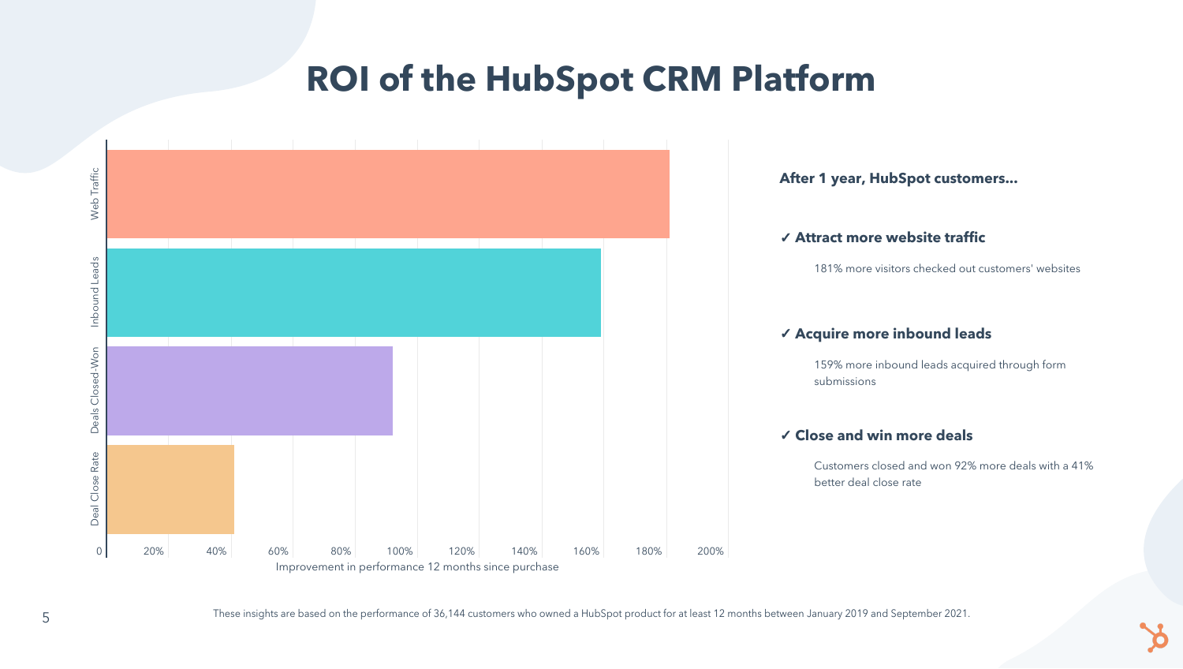# ROI of the HubSpot CRM Platform

Web Traffic

Inbound Leads

Deals Closed-Won

Deal Close Rate

0 20% 40% 60% 80% 100% 120% 140% 160% 180% 200%

Improvement in performance 12 months since purchase

**After 1 year, HubSpot customers...**

**✓ Attract more website traffic**

181% more visitors checked out customers' websites

**✓ Acquire more inbound leads**

159% more inbound leads acquired through form submissions

**✓ Close and win more deals**

Customers closed and won 92% more deals with a 41% better deal close rate

These insights are based on the performance of 36,144 customers who owned a HubSpot product for at least 12 months between January 2019 and September 2021.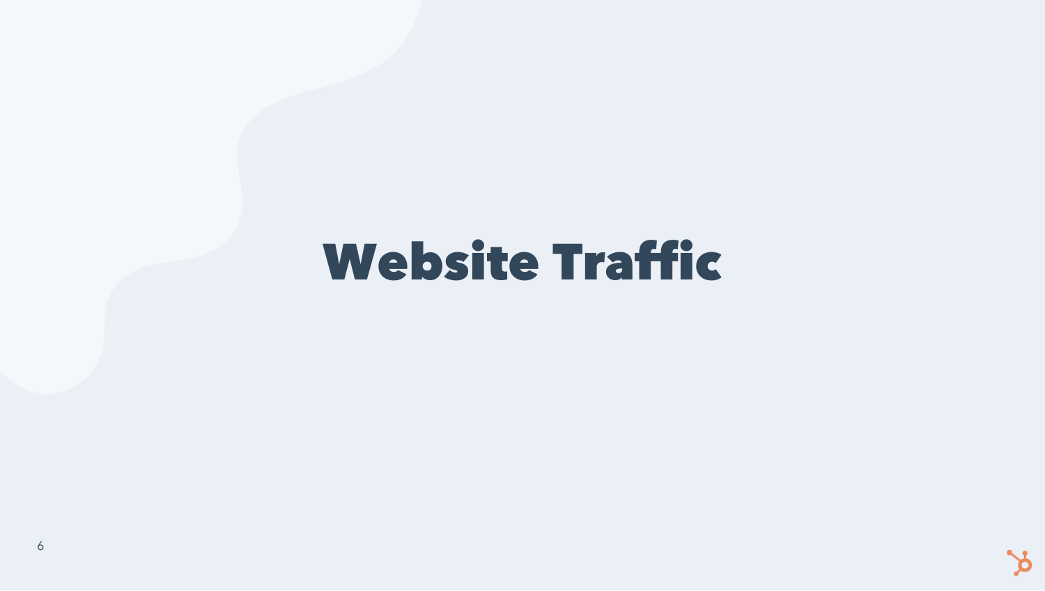# Website Traffic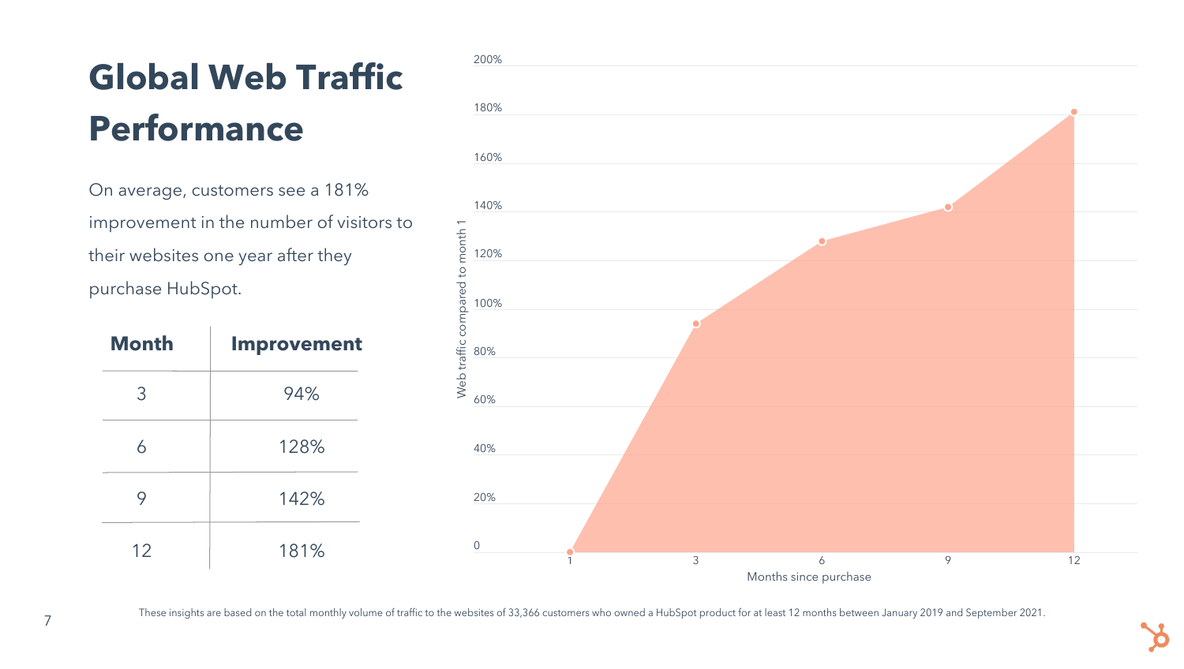# Global Web Traffic Performance

On average, customers see a 181% improvement in the number of visitors to their websites one year after they purchase HubSpot.

| Month | Improvement |
| --- | --- |
| 3 | 94% |
| 6 | 128% |
| 9 | 142% |
| 12 | 181% |

These insights are based on the total monthly volume of traffic to the websites of 33,366 customers who owned a HubSpot product for at least 12 months between January 2019 and September 2021.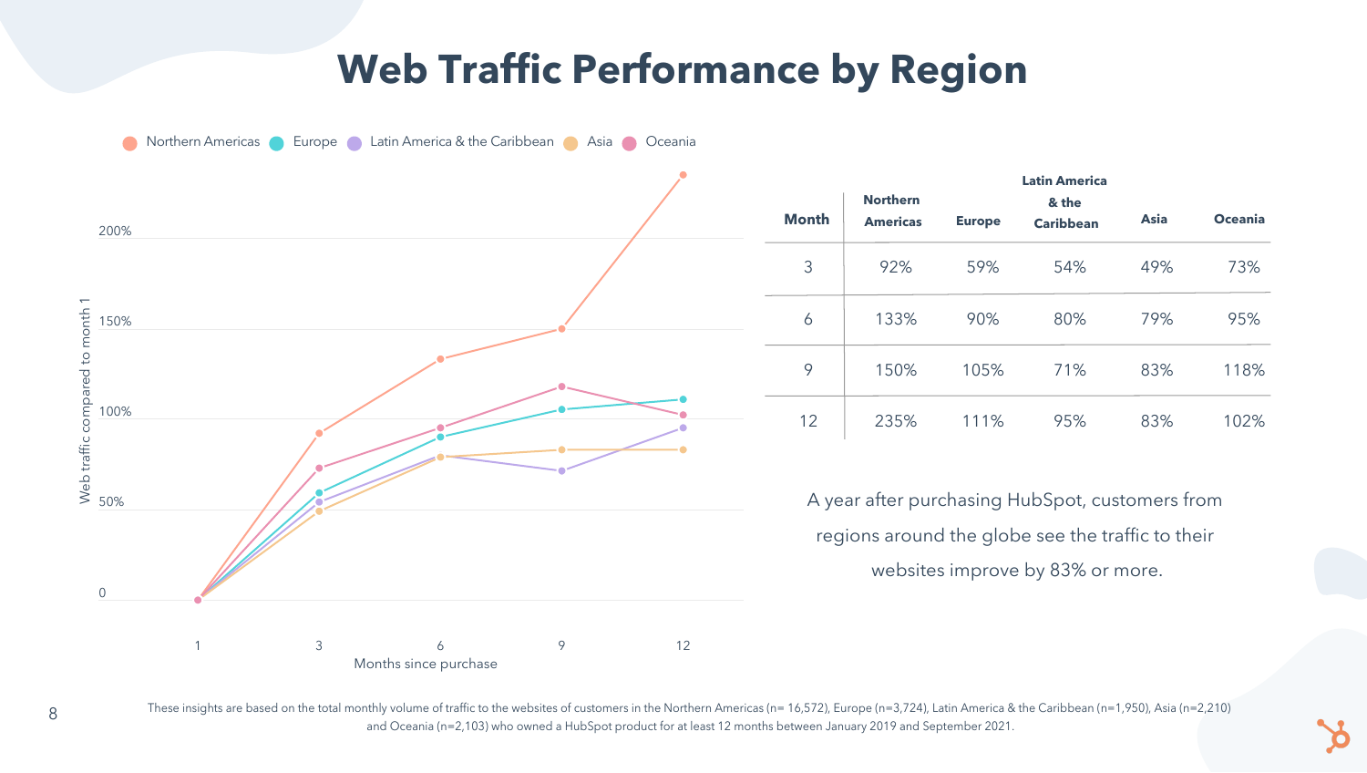# Web Traffic Performance by Region

| Month | Northern Americas | Europe | Latin America & the Caribbean | Asia | Oceania |
|---|---|---|---|---|---|
| 3 | 92% | 59% | 54% | 49% | 73% |
| 6 | 133% | 90% | 80% | 79% | 95% |
| 9 | 150% | 105% | 71% | 83% | 118% |
| 12 | 235% | 111% | 95% | 83% | 102% |

A year after purchasing HubSpot, customers from regions around the globe see the traffic to their websites improve by 83% or more.

These insights are based on the total monthly volume of traffic to the websites of customers in the Northern Americas (n= 16,572), Europe (n=3,724), Latin America & the Caribbean (n=1,950), Asia (n=2,210) and Oceania (n=2,103) who owned a HubSpot product for at least 12 months between January 2019 and September 2021.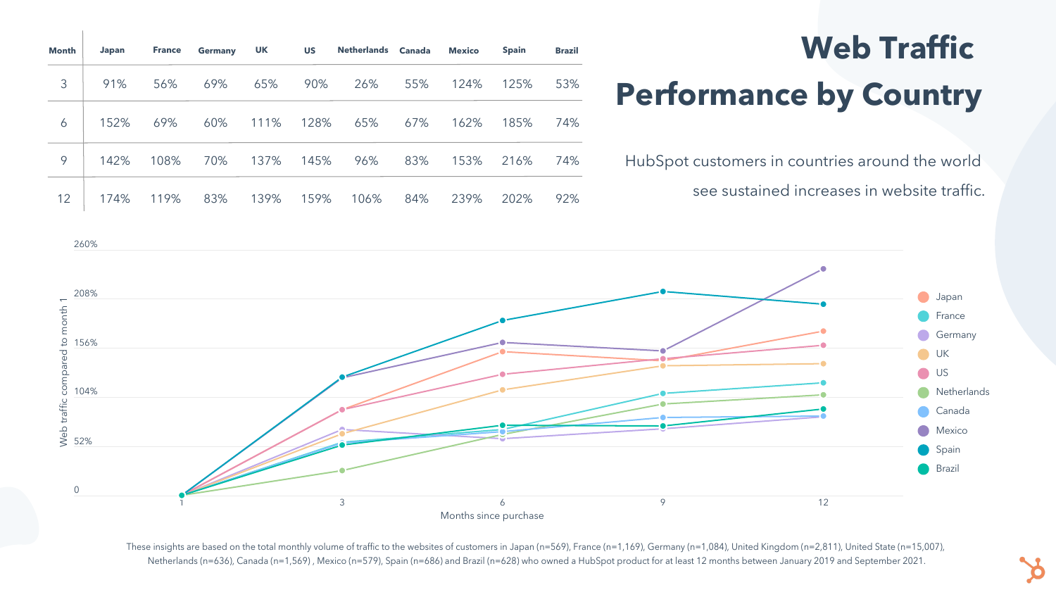# Web Traffic Performance by Country

HubSpot customers in countries around the world see sustained increases in website traffic.

| Month | Japan | France | Germany | UK | US | Netherlands | Canada | Mexico | Spain | Brazil |
|---|---|---|---|---|---|---|---|---|---|---|
| 3 | 91% | 56% | 69% | 65% | 90% | 26% | 55% | 124% | 125% | 53% |
| 6 | 152% | 69% | 60% | 111% | 128% | 65% | 67% | 162% | 185% | 74% |
| 9 | 142% | 108% | 70% | 137% | 145% | 96% | 83% | 153% | 216% | 74% |
| 12 | 174% | 119% | 83% | 139% | 159% | 106% | 84% | 239% | 202% | 92% |

These insights are based on the total monthly volume of traffic to the websites of customers in Japan (n=569), France (n=1,169), Germany (n=1,084), United Kingdom (n=2,811), United State (n=15,007), Netherlands (n=636), Canada (n=1,569) , Mexico (n=579), Spain (n=686) and Brazil (n=628) who owned a HubSpot product for at least 12 months between January 2019 and September 2021.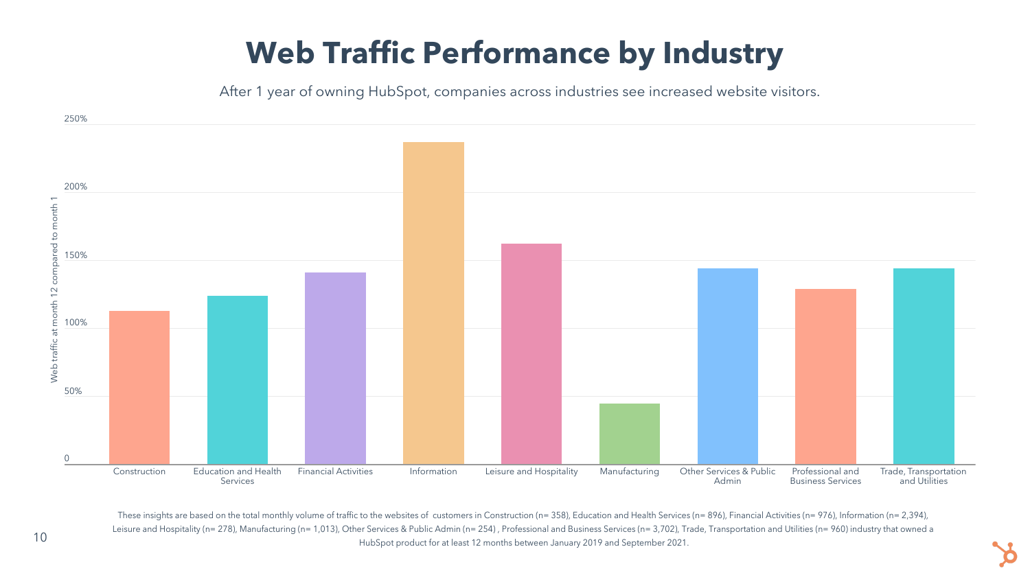# Web Traffic Performance by Industry

After 1 year of owning HubSpot, companies across industries see increased website visitors.

These insights are based on the total monthly volume of traffic to the websites of customers in Construction (n= 358), Education and Health Services (n= 896), Financial Activities (n= 976), Information (n= 2,394), Leisure and Hospitality (n= 278), Manufacturing (n= 1,013), Other Services & Public Admin (n= 254) , Professional and Business Services (n= 3,702), Trade, Transportation and Utilities (n= 960) industry that owned a HubSpot product for at least 12 months between January 2019 and September 2021.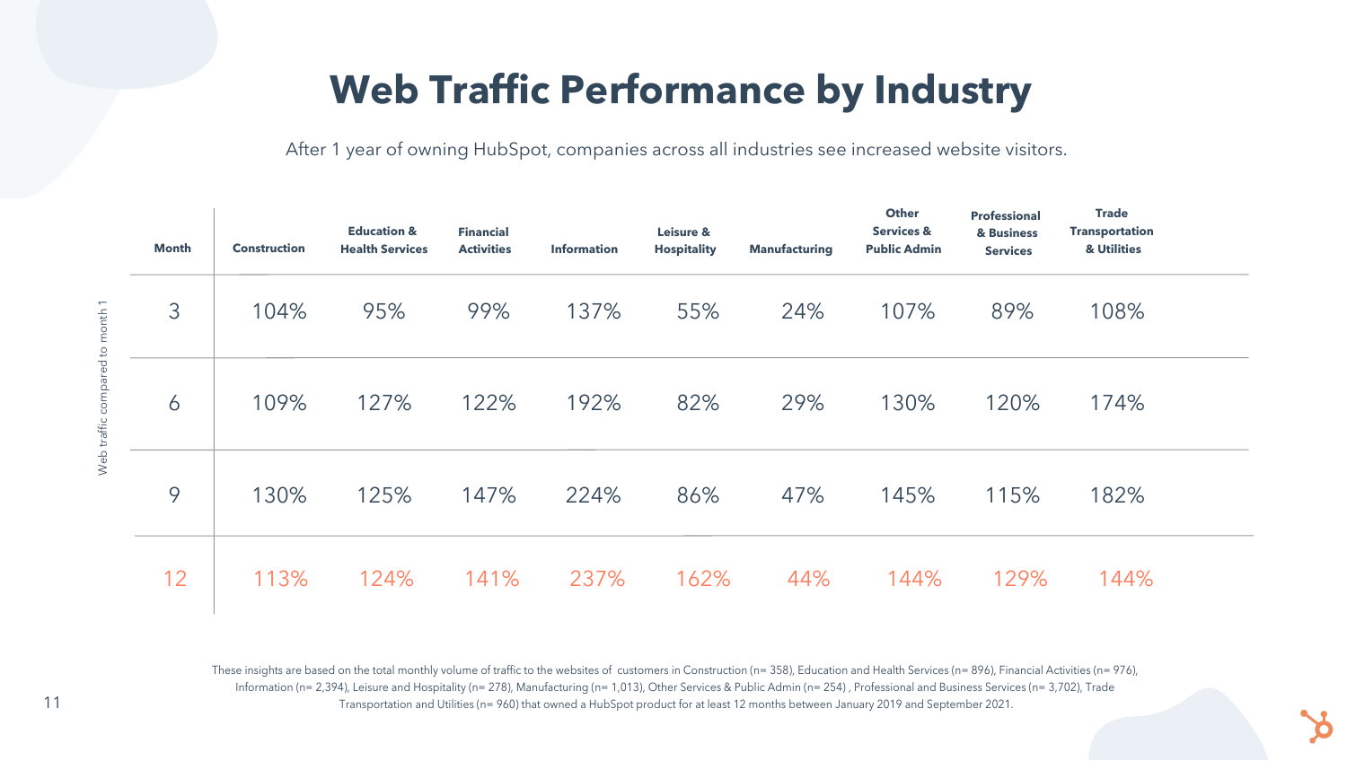# Web Traffic Performance by Industry

After 1 year of owning HubSpot, companies across all industries see increased website visitors.

Web traffic compared to month 1

| Month | Construction | Education & Health Services | Financial Activities | Information | Leisure & Hospitality | Manufacturing | Other Services & Public Admin | Professional & Business Services | Trade Transportation & Utilities |
|---|---|---|---|---|---|---|---|---|---|
| 3 | 104% | 95% | 99% | 137% | 55% | 24% | 107% | 89% | 108% |
| 6 | 109% | 127% | 122% | 192% | 82% | 29% | 130% | 120% | 174% |
| 9 | 130% | 125% | 147% | 224% | 86% | 47% | 145% | 115% | 182% |
| 12 | 113% | 124% | 141% | 237% | 162% | 44% | 144% | 129% | 144% |

These insights are based on the total monthly volume of traffic to the websites of customers in Construction (n= 358), Education and Health Services (n= 896), Financial Activities (n= 976), Information (n= 2,394), Leisure and Hospitality (n= 278), Manufacturing (n= 1,013), Other Services & Public Admin (n= 254) , Professional and Business Services (n= 3,702), Trade Transportation and Utilities (n= 960) that owned a HubSpot product for at least 12 months between January 2019 and September 2021.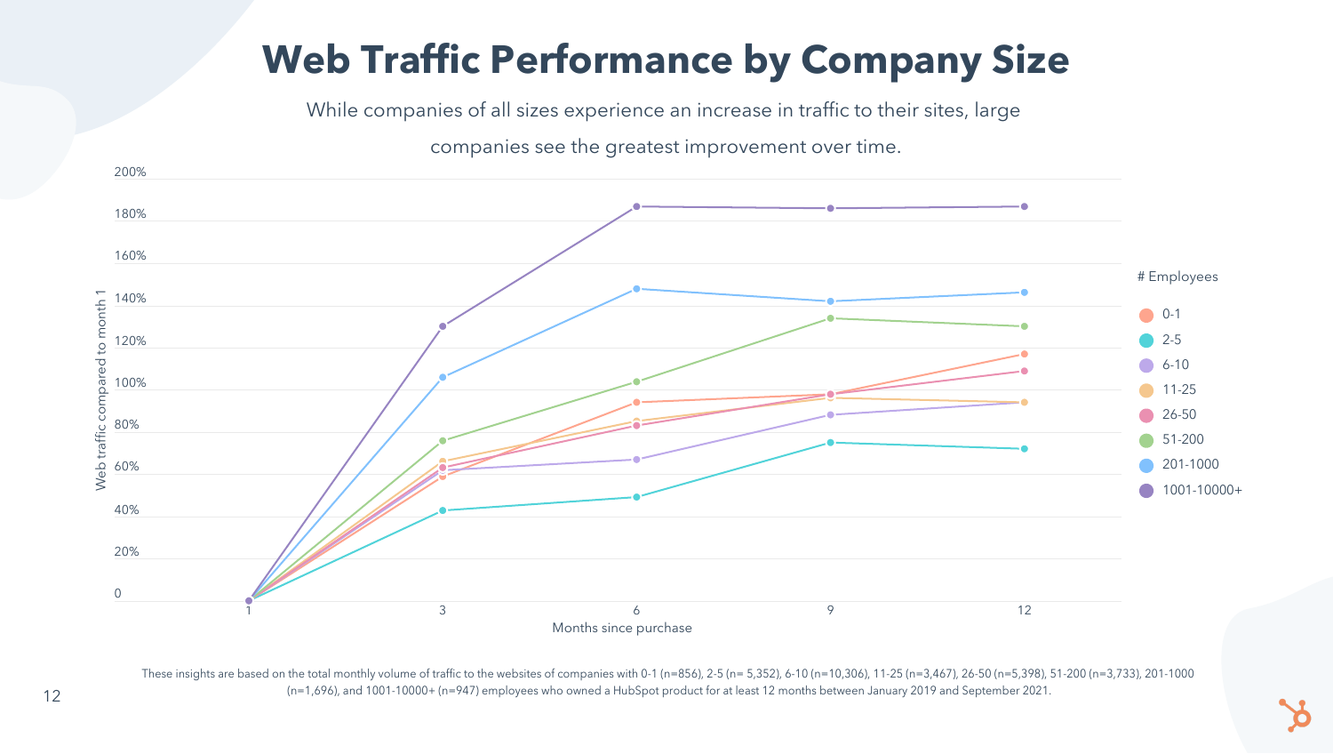# Web Traffic Performance by Company Size

While companies of all sizes experience an increase in traffic to their sites, large companies see the greatest improvement over time.

These insights are based on the total monthly volume of traffic to the websites of companies with 0-1 (n=856), 2-5 (n= 5,352), 6-10 (n=10,306), 11-25 (n=3,467), 26-50 (n=5,398), 51-200 (n=3,733), 201-1000 (n=1,696), and 1001-10000+ (n=947) employees who owned a HubSpot product for at least 12 months between January 2019 and September 2021.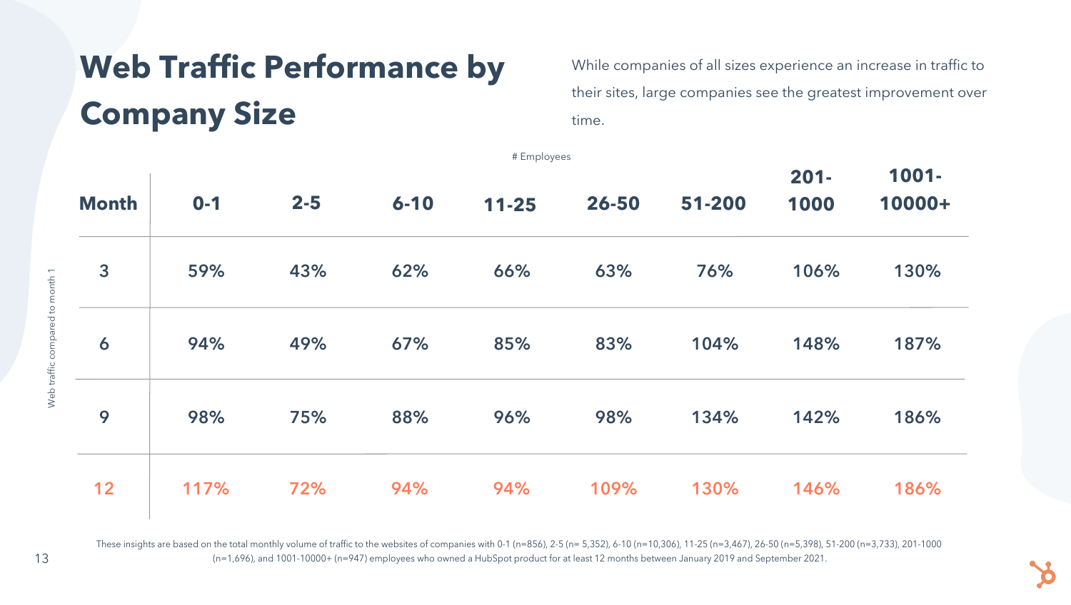# Web Traffic Performance by Company Size

While companies of all sizes experience an increase in traffic to their sites, large companies see the greatest improvement over time.

Web traffic compared to month 1

| | # Employees | | | | | | | |
|---|---|---|---|---|---|---|---|---|
| **Month** | **0-1** | **2-5** | **6-10** | **11-25** | **26-50** | **51-200** | **201-1000** | **1001-10000+** |
| 3 | 59% | 43% | 62% | 66% | 63% | 76% | 106% | 130% |
| 6 | 94% | 49% | 67% | 85% | 83% | 104% | 148% | 187% |
| 9 | 98% | 75% | 88% | 96% | 98% | 134% | 142% | 186% |
| 12 | 117% | 72% | 94% | 94% | 109% | 130% | 146% | 186% |

These insights are based on the total monthly volume of traffic to the websites of companies with 0-1 (n=856), 2-5 (n= 5,352), 6-10 (n=10,306), 11-25 (n=3,467), 26-50 (n=5,398), 51-200 (n=3,733), 201-1000 (n=1,696), and 1001-10000+ (n=947) employees who owned a HubSpot product for at least 12 months between January 2019 and September 2021.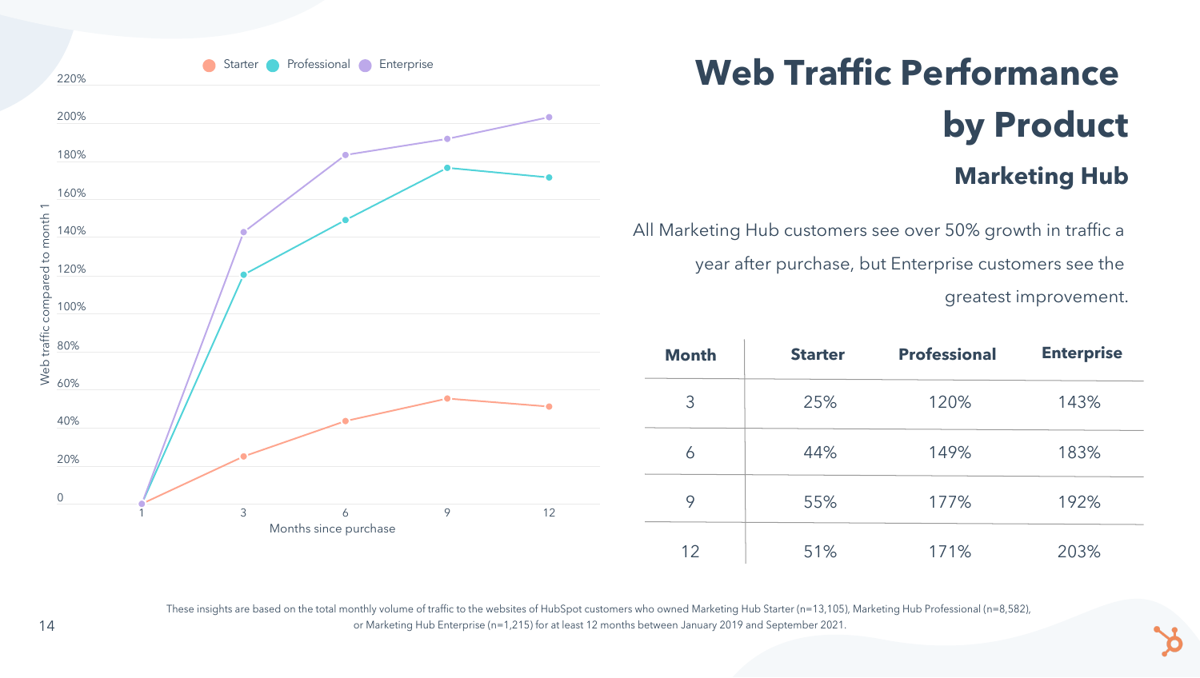# Web Traffic Performance by Product

## Marketing Hub

All Marketing Hub customers see over 50% growth in traffic a year after purchase, but Enterprise customers see the greatest improvement.

| Month | Starter | Professional | Enterprise |
|---|---|---|---|
| 3 | 25% | 120% | 143% |
| 6 | 44% | 149% | 183% |
| 9 | 55% | 177% | 192% |
| 12 | 51% | 171% | 203% |

These insights are based on the total monthly volume of traffic to the websites of HubSpot customers who owned Marketing Hub Starter (n=13,105), Marketing Hub Professional (n=8,582), or Marketing Hub Enterprise (n=1,215) for at least 12 months between January 2019 and September 2021.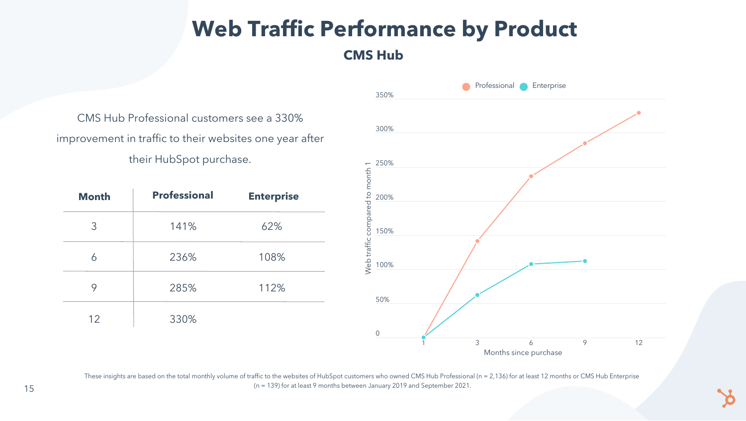# Web Traffic Performance by Product

## CMS Hub

CMS Hub Professional customers see a 330% improvement in traffic to their websites one year after their HubSpot purchase.

| Month | Professional | Enterprise |
|---|---|---|
| 3 | 141% | 62% |
| 6 | 236% | 108% |
| 9 | 285% | 112% |
| 12 | 330% | |

These insights are based on the total monthly volume of traffic to the websites of HubSpot customers who owned CMS Hub Professional (n = 2,136) for at least 12 months or CMS Hub Enterprise (n = 139) for at least 9 months between January 2019 and September 2021.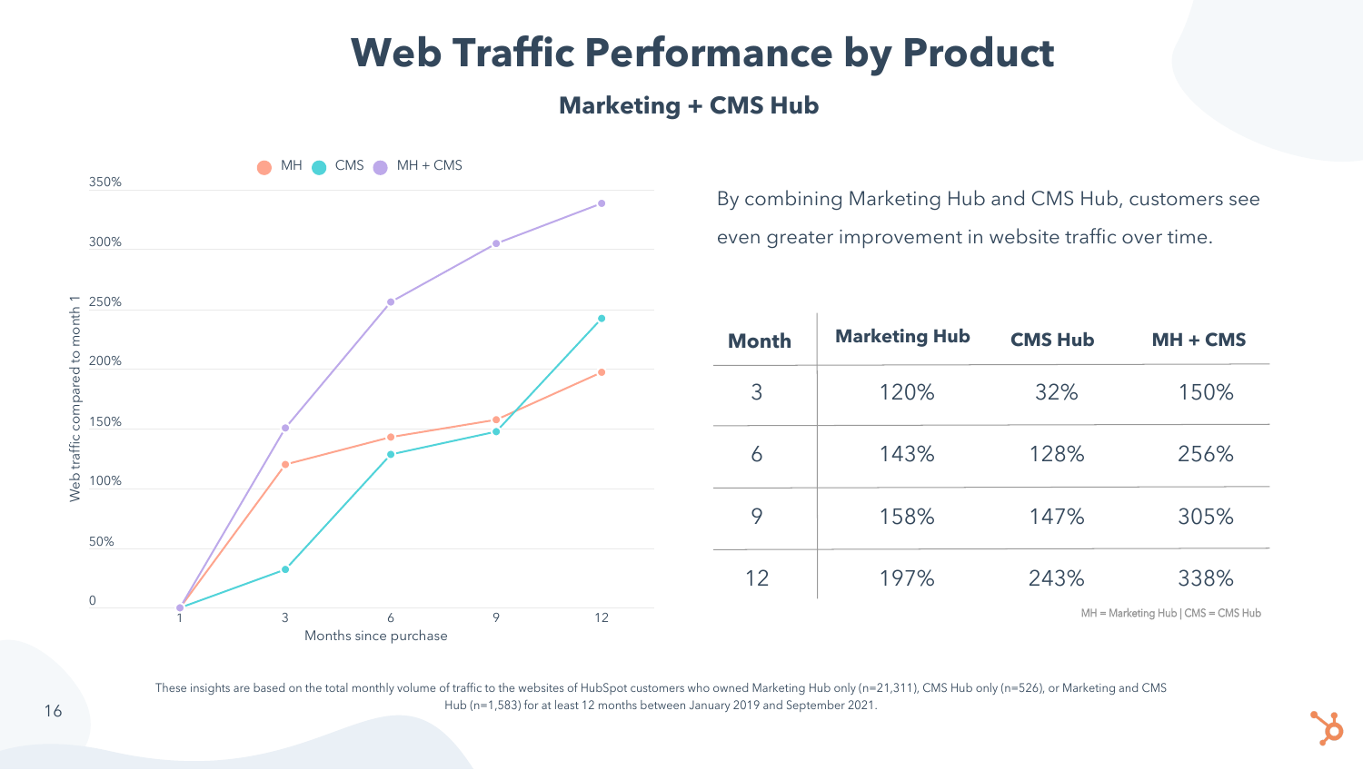# Web Traffic Performance by Product

## Marketing + CMS Hub

By combining Marketing Hub and CMS Hub, customers see even greater improvement in website traffic over time.

| Month | Marketing Hub | CMS Hub | MH + CMS |
|---|---|---|---|
| 3 | 120% | 32% | 150% |
| 6 | 143% | 128% | 256% |
| 9 | 158% | 147% | 305% |
| 12 | 197% | 243% | 338% |

MH = Marketing Hub | CMS = CMS Hub

These insights are based on the total monthly volume of traffic to the websites of HubSpot customers who owned Marketing Hub only (n=21,311), CMS Hub only (n=526), or Marketing and CMS Hub (n=1,583) for at least 12 months between January 2019 and September 2021.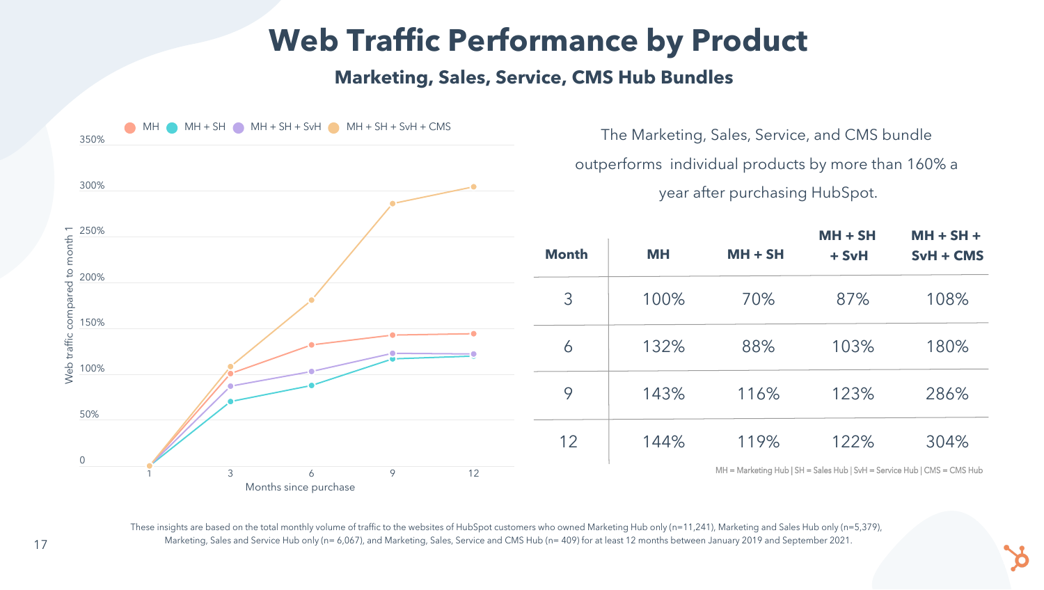# Web Traffic Performance by Product

## Marketing, Sales, Service, CMS Hub Bundles

The Marketing, Sales, Service, and CMS bundle outperforms individual products by more than 160% a year after purchasing HubSpot.

| Month | MH | MH + SH | MH + SH + SvH | MH + SH + SvH + CMS |
|---|---|---|---|---|
| 3 | 100% | 70% | 87% | 108% |
| 6 | 132% | 88% | 103% | 180% |
| 9 | 143% | 116% | 123% | 286% |
| 12 | 144% | 119% | 122% | 304% |

MH = Marketing Hub | SH = Sales Hub | SvH = Service Hub | CMS = CMS Hub

These insights are based on the total monthly volume of traffic to the websites of HubSpot customers who owned Marketing Hub only (n=11,241), Marketing and Sales Hub only (n=5,379), Marketing, Sales and Service Hub only (n= 6,067), and Marketing, Sales, Service and CMS Hub (n= 409) for at least 12 months between January 2019 and September 2021.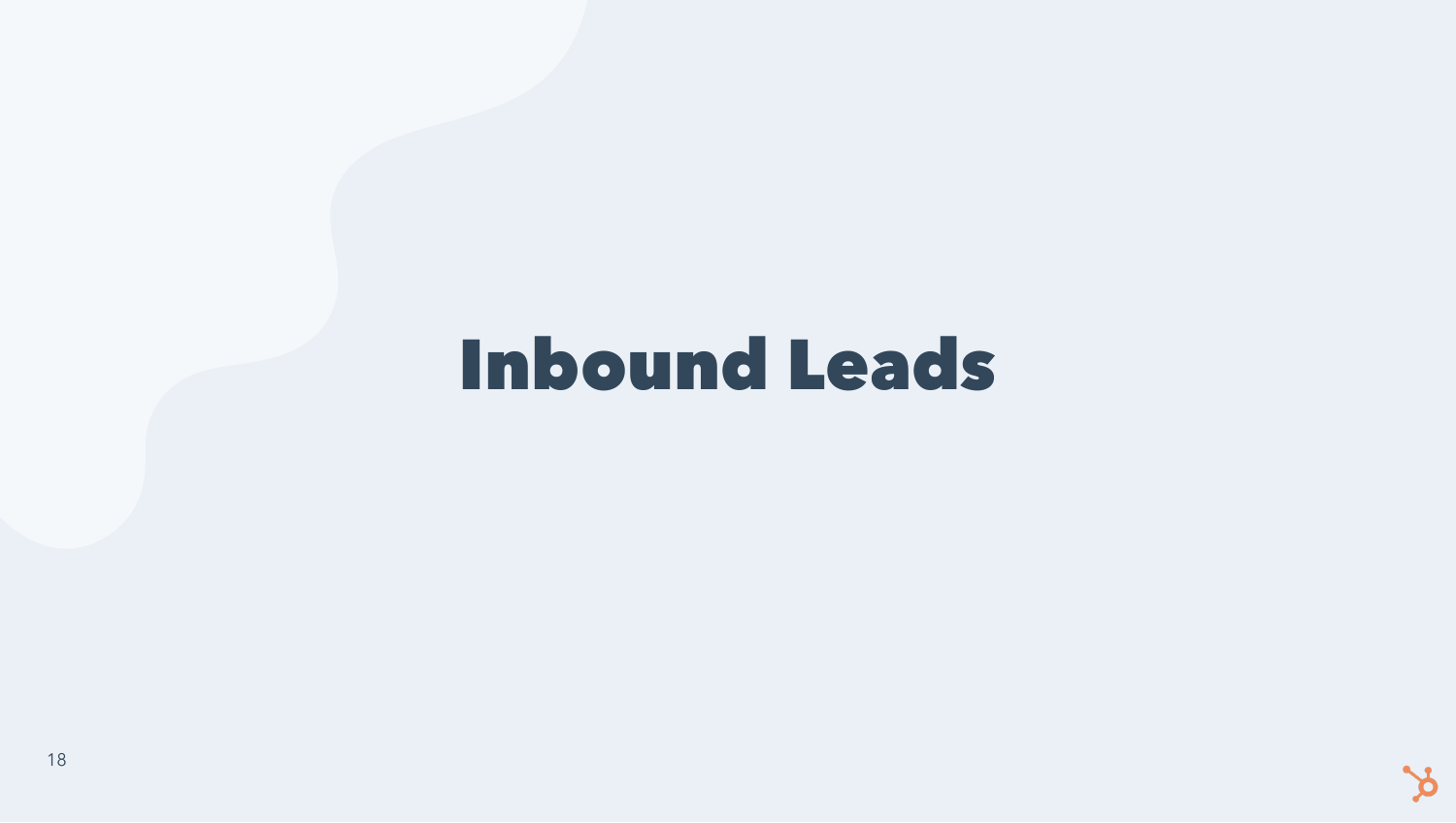# Inbound Leads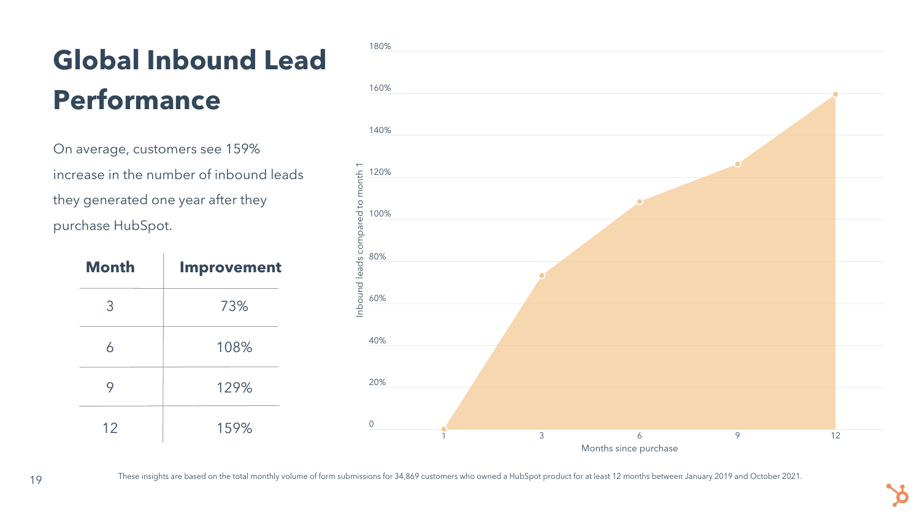# Global Inbound Lead Performance

On average, customers see 159% increase in the number of inbound leads they generated one year after they purchase HubSpot.

| Month | Improvement |
|---|---|
| 3 | 73% |
| 6 | 108% |
| 9 | 129% |
| 12 | 159% |

These insights are based on the total monthly volume of form submissions for 34,869 customers who owned a HubSpot product for at least 12 months between January 2019 and October 2021.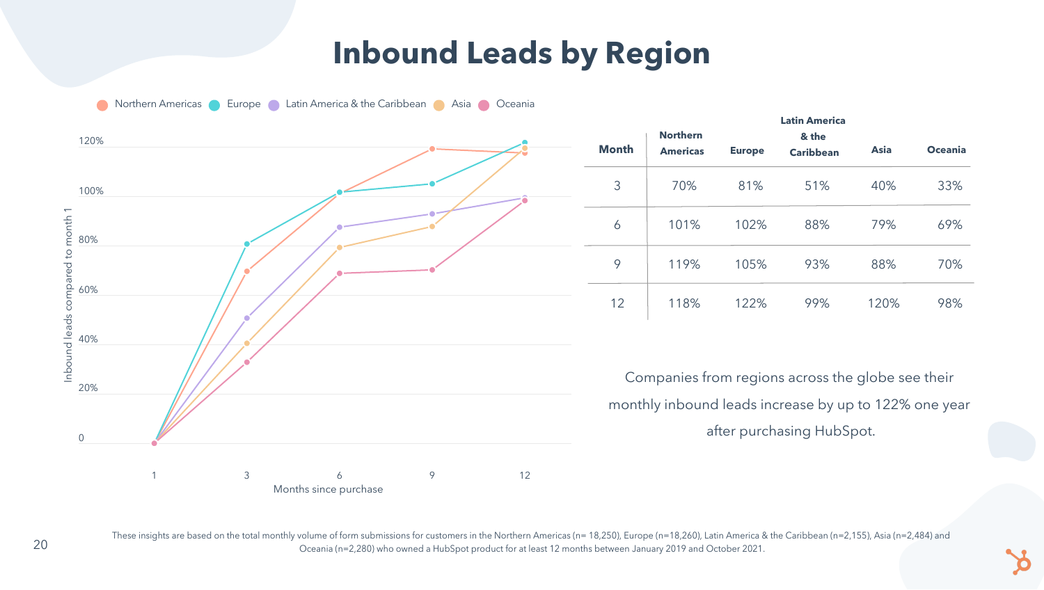# Inbound Leads by Region

| Month | Northern Americas | Europe | Latin America & the Caribbean | Asia | Oceania |
|---|---|---|---|---|---|
| 3 | 70% | 81% | 51% | 40% | 33% |
| 6 | 101% | 102% | 88% | 79% | 69% |
| 9 | 119% | 105% | 93% | 88% | 70% |
| 12 | 118% | 122% | 99% | 120% | 98% |

Companies from regions across the globe see their monthly inbound leads increase by up to 122% one year after purchasing HubSpot.

These insights are based on the total monthly volume of form submissions for customers in the Northern Americas (n= 18,250), Europe (n=18,260), Latin America & the Caribbean (n=2,155), Asia (n=2,484) and Oceania (n=2,280) who owned a HubSpot product for at least 12 months between January 2019 and October 2021.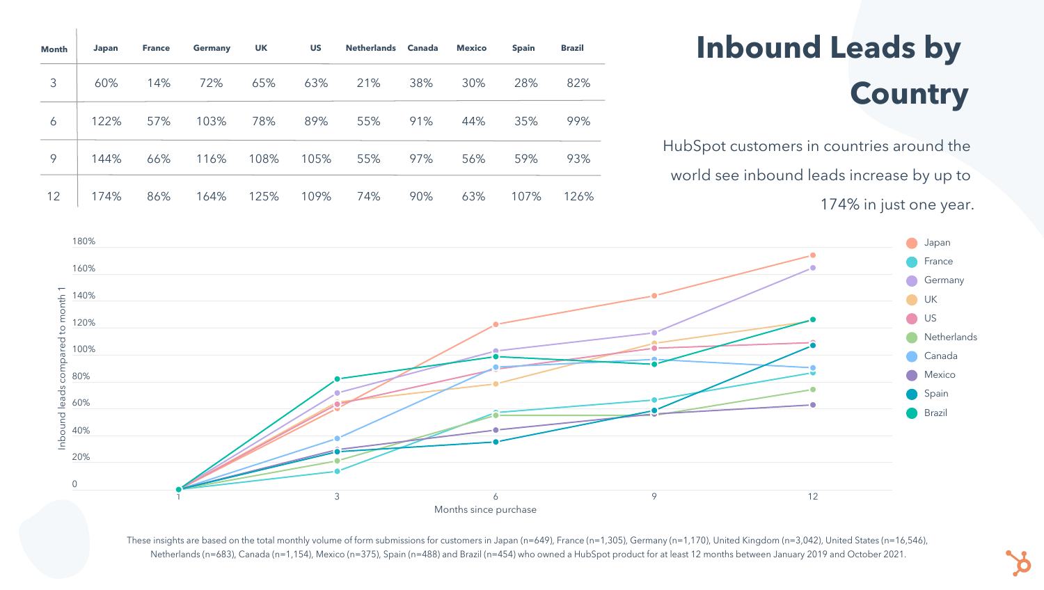# Inbound Leads by Country

HubSpot customers in countries around the world see inbound leads increase by up to 174% in just one year.

| Month | Japan | France | Germany | UK | US | Netherlands | Canada | Mexico | Spain | Brazil |
|---|---|---|---|---|---|---|---|---|---|---|
| 3 | 60% | 14% | 72% | 65% | 63% | 21% | 38% | 30% | 28% | 82% |
| 6 | 122% | 57% | 103% | 78% | 89% | 55% | 91% | 44% | 35% | 99% |
| 9 | 144% | 66% | 116% | 108% | 105% | 55% | 97% | 56% | 59% | 93% |
| 12 | 174% | 86% | 164% | 125% | 109% | 74% | 90% | 63% | 107% | 126% |

These insights are based on the total monthly volume of form submissions for customers in Japan (n=649), France (n=1,305), Germany (n=1,170), United Kingdom (n=3,042), United States (n=16,546), Netherlands (n=683), Canada (n=1,154), Mexico (n=375), Spain (n=488) and Brazil (n=454) who owned a HubSpot product for at least 12 months between January 2019 and October 2021.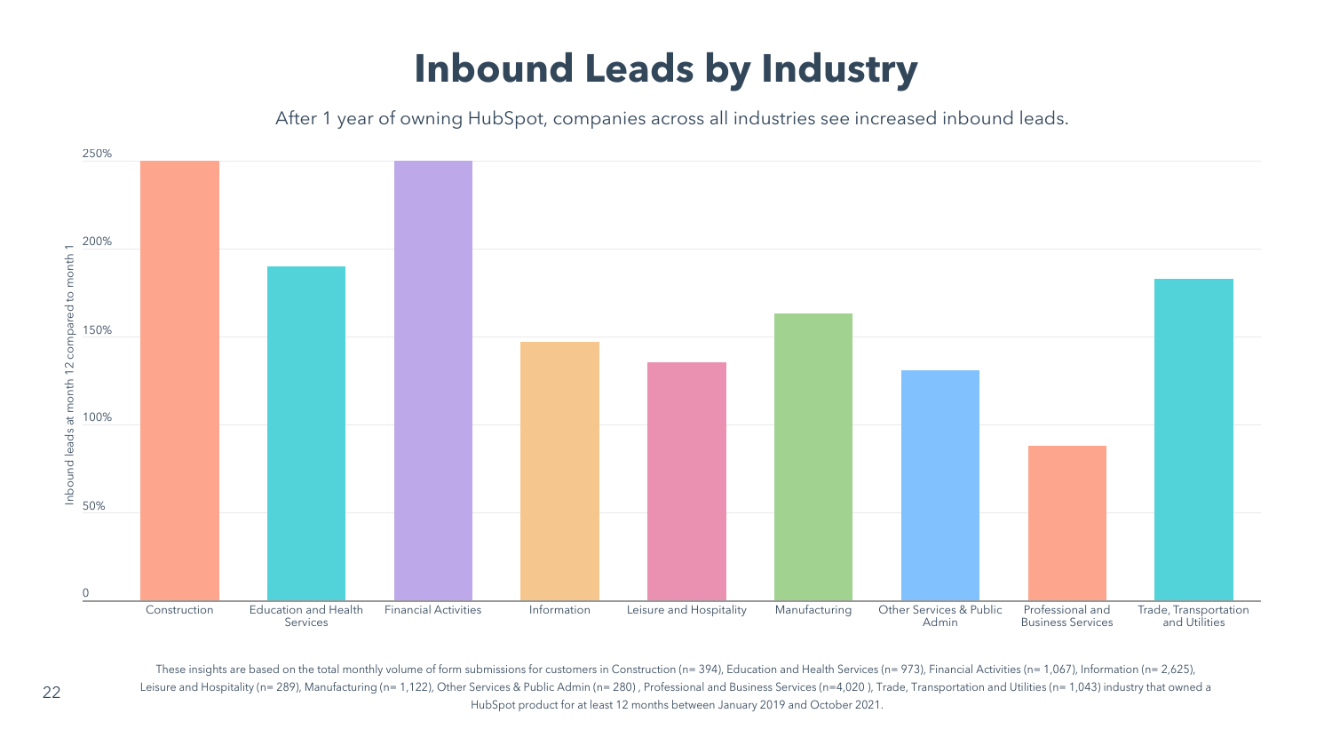# Inbound Leads by Industry

After 1 year of owning HubSpot, companies across all industries see increased inbound leads.

Inbound leads at month 12 compared to month 1

| Industry | Inbound leads at month 12 compared to month 1 |
|---|---|
| Construction | ~250% |
| Education and Health Services | ~190% |
| Financial Activities | ~250% |
| Information | ~147% |
| Leisure and Hospitality | ~135% |
| Manufacturing | ~163% |
| Other Services & Public Admin | ~131% |
| Professional and Business Services | ~88% |
| Trade, Transportation and Utilities | ~183% |

These insights are based on the total monthly volume of form submissions for customers in Construction (n= 394), Education and Health Services (n= 973), Financial Activities (n= 1,067), Information (n= 2,625), Leisure and Hospitality (n= 289), Manufacturing (n= 1,122), Other Services & Public Admin (n= 280) , Professional and Business Services (n=4,020 ), Trade, Transportation and Utilities (n= 1,043) industry that owned a HubSpot product for at least 12 months between January 2019 and October 2021.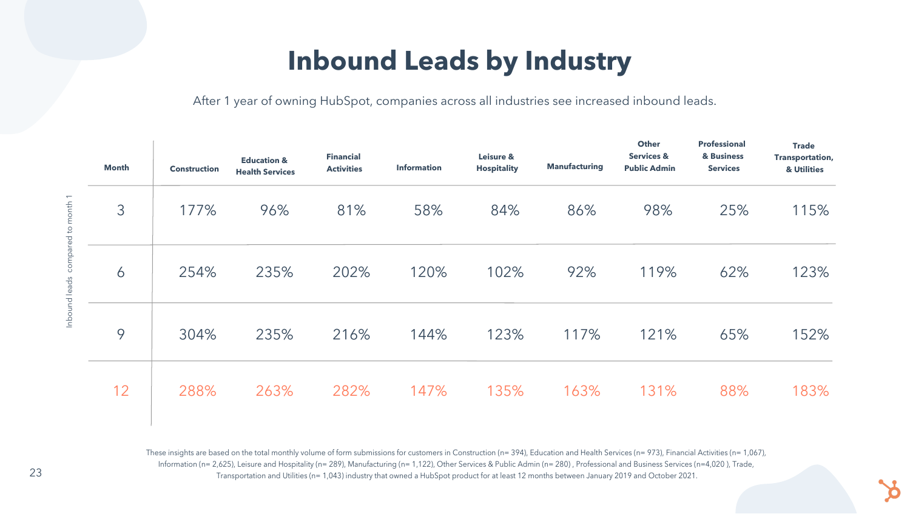# Inbound Leads by Industry

After 1 year of owning HubSpot, companies across all industries see increased inbound leads.

*Inbound leads compared to month 1*

| Month | Construction | Education & Health Services | Financial Activities | Information | Leisure & Hospitality | Manufacturing | Other Services & Public Admin | Professional & Business Services | Trade Transportation, & Utilities |
|---|---|---|---|---|---|---|---|---|---|
| 3 | 177% | 96% | 81% | 58% | 84% | 86% | 98% | 25% | 115% |
| 6 | 254% | 235% | 202% | 120% | 102% | 92% | 119% | 62% | 123% |
| 9 | 304% | 235% | 216% | 144% | 123% | 117% | 121% | 65% | 152% |
| 12 | 288% | 263% | 282% | 147% | 135% | 163% | 131% | 88% | 183% |

These insights are based on the total monthly volume of form submissions for customers in Construction (n= 394), Education and Health Services (n= 973), Financial Activities (n= 1,067), Information (n= 2,625), Leisure and Hospitality (n= 289), Manufacturing (n= 1,122), Other Services & Public Admin (n= 280) , Professional and Business Services (n=4,020 ), Trade, Transportation and Utilities (n= 1,043) industry that owned a HubSpot product for at least 12 months between January 2019 and October 2021.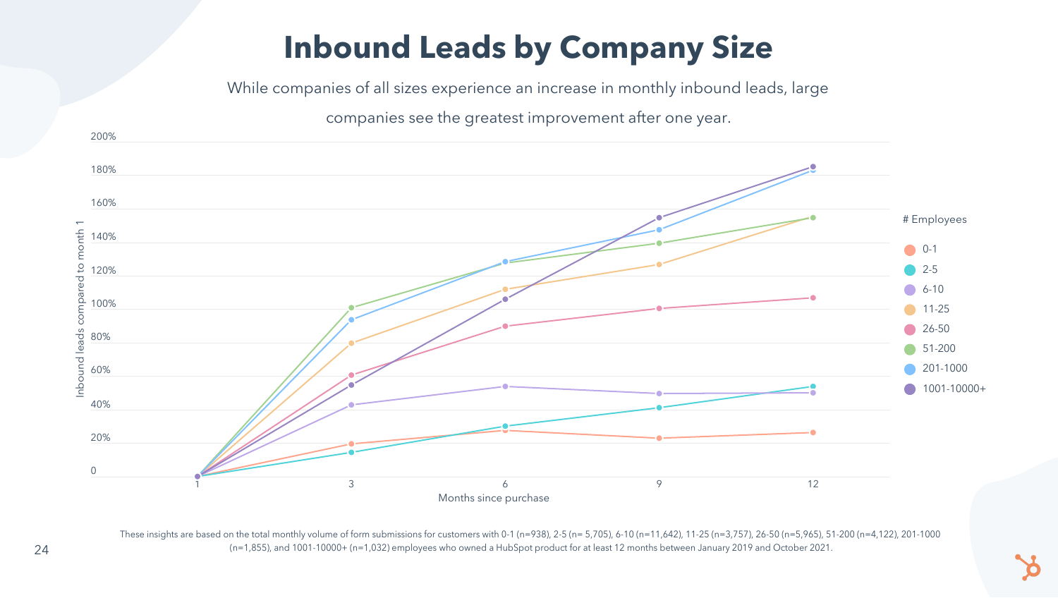# Inbound Leads by Company Size

While companies of all sizes experience an increase in monthly inbound leads, large companies see the greatest improvement after one year.

These insights are based on the total monthly volume of form submissions for customers with 0-1 (n=938), 2-5 (n= 5,705), 6-10 (n=11,642), 11-25 (n=3,757), 26-50 (n=5,965), 51-200 (n=4,122), 201-1000 (n=1,855), and 1001-10000+ (n=1,032) employees who owned a HubSpot product for at least 12 months between January 2019 and October 2021.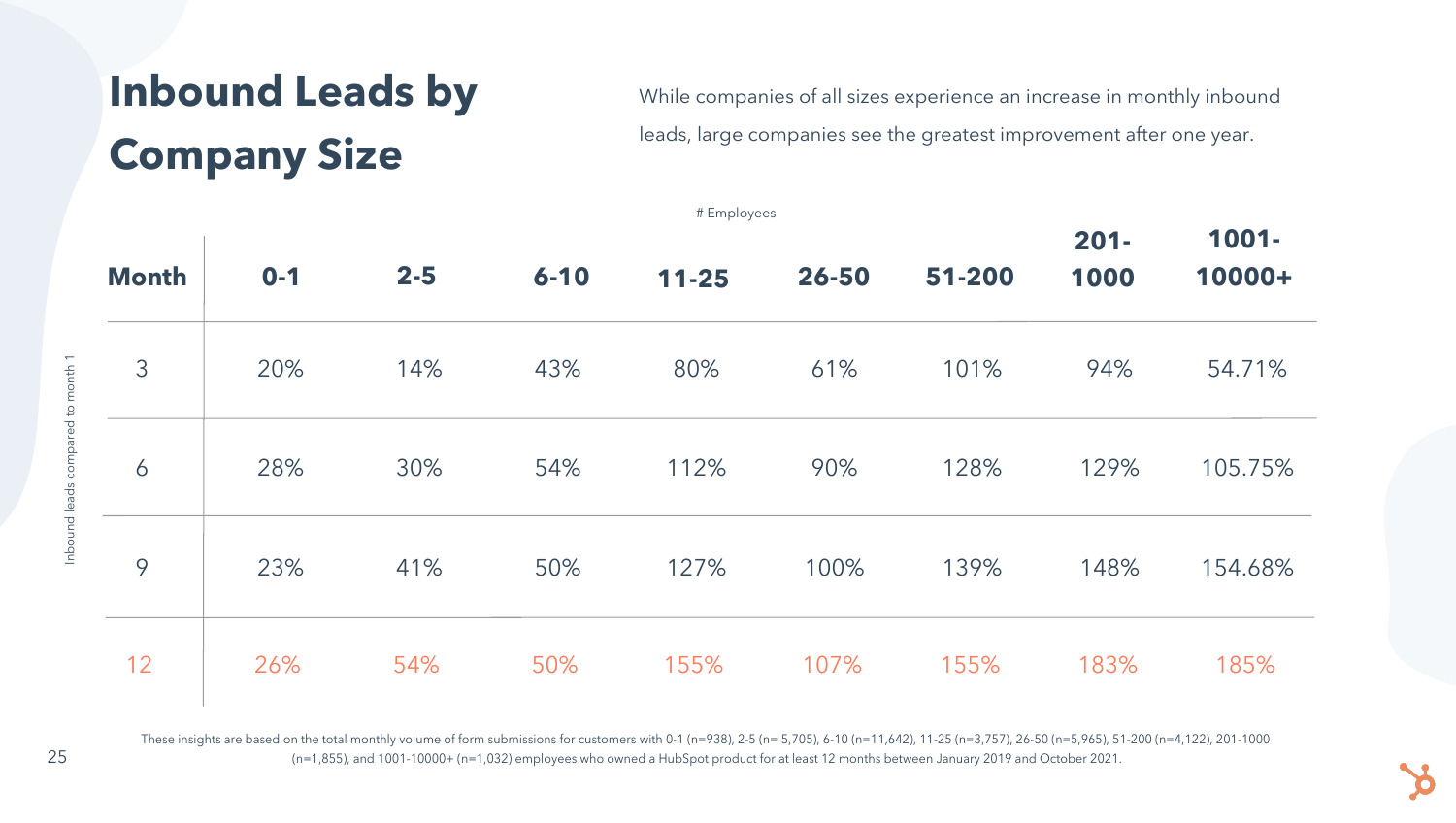# Inbound Leads by Company Size

While companies of all sizes experience an increase in monthly inbound leads, large companies see the greatest improvement after one year.

Inbound leads compared to month 1

| Month | 0-1 | 2-5 | 6-10 | 11-25 | 26-50 | 51-200 | 201-1000 | 1001-10000+ |
|---|---|---|---|---|---|---|---|---|
| | # Employees | | | | | | | |
| 3 | 20% | 14% | 43% | 80% | 61% | 101% | 94% | 54.71% |
| 6 | 28% | 30% | 54% | 112% | 90% | 128% | 129% | 105.75% |
| 9 | 23% | 41% | 50% | 127% | 100% | 139% | 148% | 154.68% |
| 12 | 26% | 54% | 50% | 155% | 107% | 155% | 183% | 185% |

These insights are based on the total monthly volume of form submissions for customers with 0-1 (n=938), 2-5 (n= 5,705), 6-10 (n=11,642), 11-25 (n=3,757), 26-50 (n=5,965), 51-200 (n=4,122), 201-1000 (n=1,855), and 1001-10000+ (n=1,032) employees who owned a HubSpot product for at least 12 months between January 2019 and October 2021.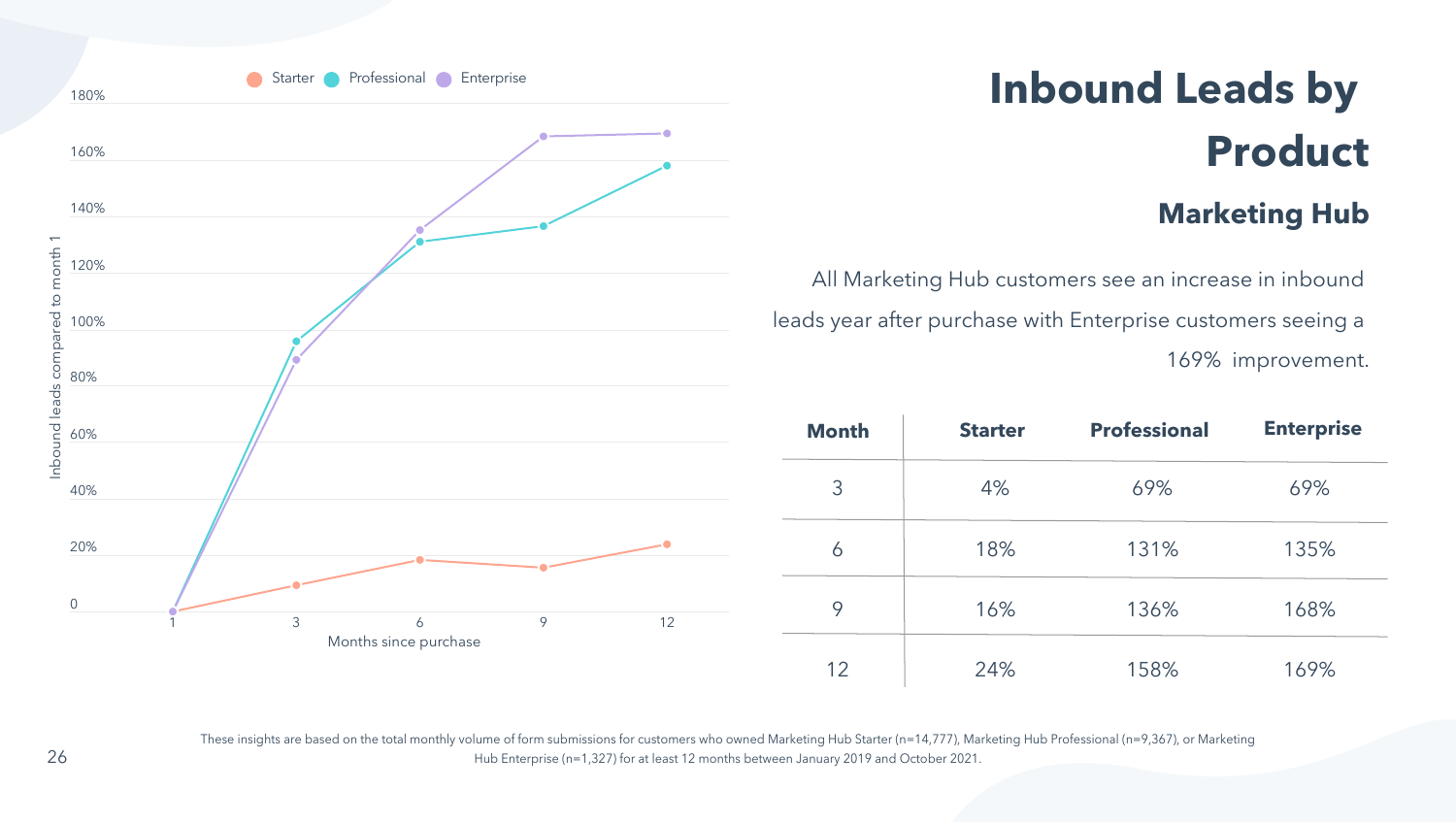# Inbound Leads by Product

## Marketing Hub

All Marketing Hub customers see an increase in inbound leads year after purchase with Enterprise customers seeing a 169% improvement.

| Month | Starter | Professional | Enterprise |
|---|---|---|---|
| 3 | 4% | 69% | 69% |
| 6 | 18% | 131% | 135% |
| 9 | 16% | 136% | 168% |
| 12 | 24% | 158% | 169% |

These insights are based on the total monthly volume of form submissions for customers who owned Marketing Hub Starter (n=14,777), Marketing Hub Professional (n=9,367), or Marketing Hub Enterprise (n=1,327) for at least 12 months between January 2019 and October 2021.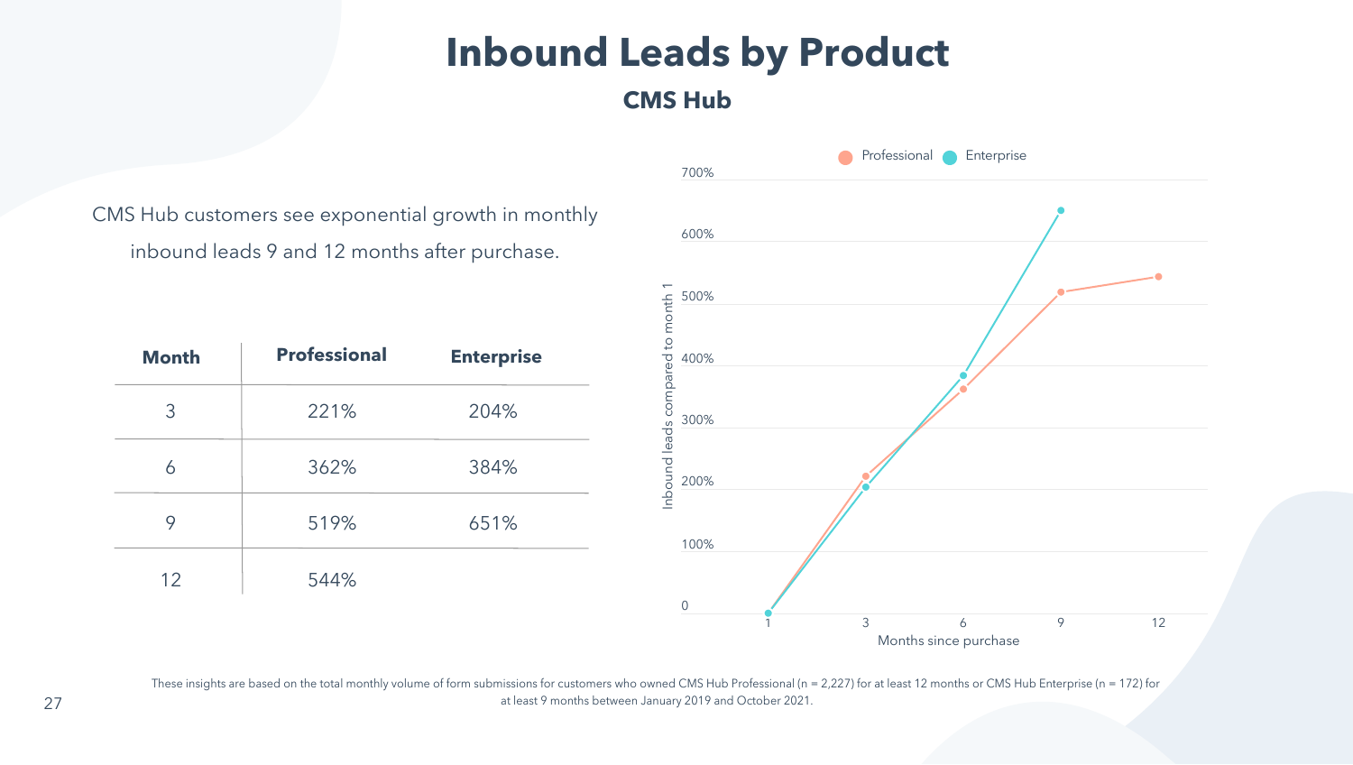# Inbound Leads by Product

## CMS Hub

CMS Hub customers see exponential growth in monthly inbound leads 9 and 12 months after purchase.

| Month | Professional | Enterprise |
|---|---|---|
| 3 | 221% | 204% |
| 6 | 362% | 384% |
| 9 | 519% | 651% |
| 12 | 544% | |

These insights are based on the total monthly volume of form submissions for customers who owned CMS Hub Professional (n = 2,227) for at least 12 months or CMS Hub Enterprise (n = 172) for at least 9 months between January 2019 and October 2021.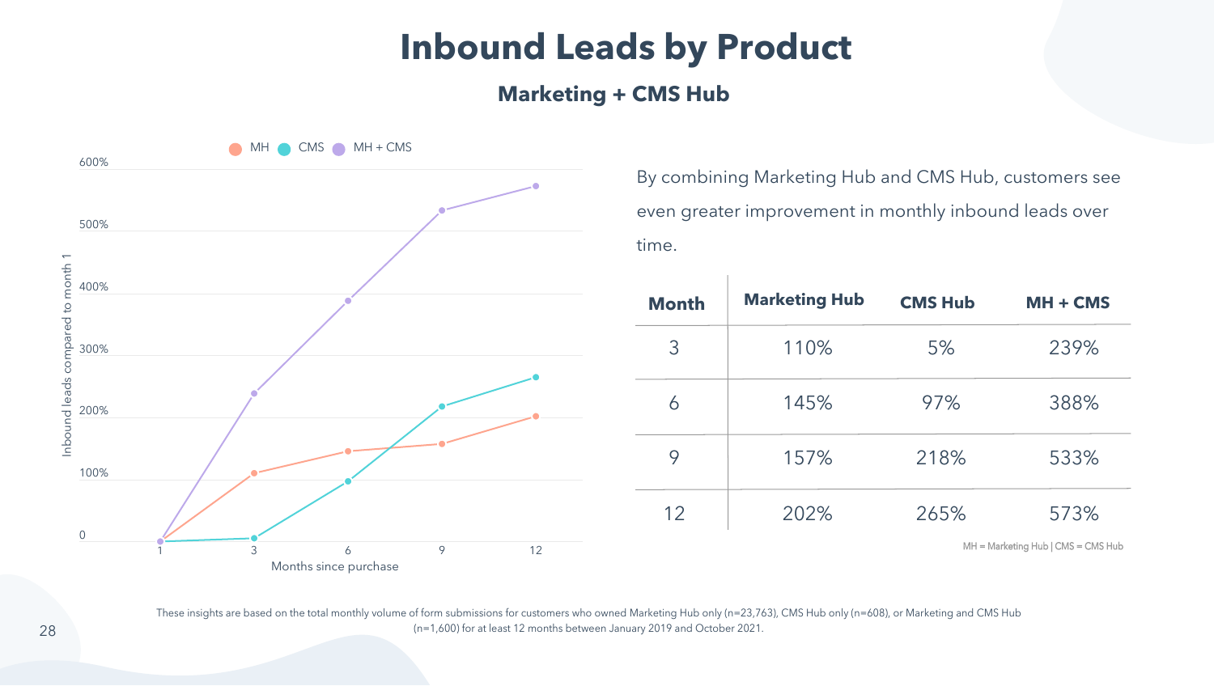# Inbound Leads by Product

## Marketing + CMS Hub

By combining Marketing Hub and CMS Hub, customers see even greater improvement in monthly inbound leads over time.

| Month | Marketing Hub | CMS Hub | MH + CMS |
|---|---|---|---|
| 3 | 110% | 5% | 239% |
| 6 | 145% | 97% | 388% |
| 9 | 157% | 218% | 533% |
| 12 | 202% | 265% | 573% |

MH = Marketing Hub | CMS = CMS Hub

These insights are based on the total monthly volume of form submissions for customers who owned Marketing Hub only (n=23,763), CMS Hub only (n=608), or Marketing and CMS Hub (n=1,600) for at least 12 months between January 2019 and October 2021.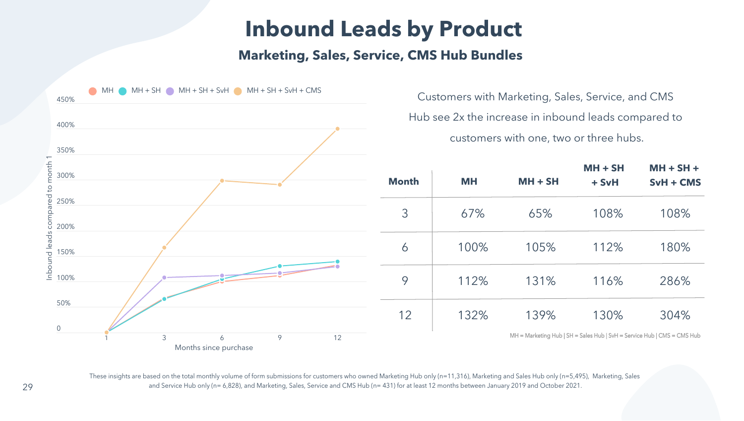# Inbound Leads by Product

## Marketing, Sales, Service, CMS Hub Bundles

Customers with Marketing, Sales, Service, and CMS Hub see 2x the increase in inbound leads compared to customers with one, two or three hubs.

| Month | MH | MH + SH | MH + SH + SvH | MH + SH + SvH + CMS |
|---|---|---|---|---|
| 3 | 67% | 65% | 108% | 108% |
| 6 | 100% | 105% | 112% | 180% |
| 9 | 112% | 131% | 116% | 286% |
| 12 | 132% | 139% | 130% | 304% |

MH = Marketing Hub | SH = Sales Hub | SvH = Service Hub | CMS = CMS Hub

These insights are based on the total monthly volume of form submissions for customers who owned Marketing Hub only (n=11,316), Marketing and Sales Hub only (n=5,495), Marketing, Sales and Service Hub only (n= 6,828), and Marketing, Sales, Service and CMS Hub (n= 431) for at least 12 months between January 2019 and October 2021.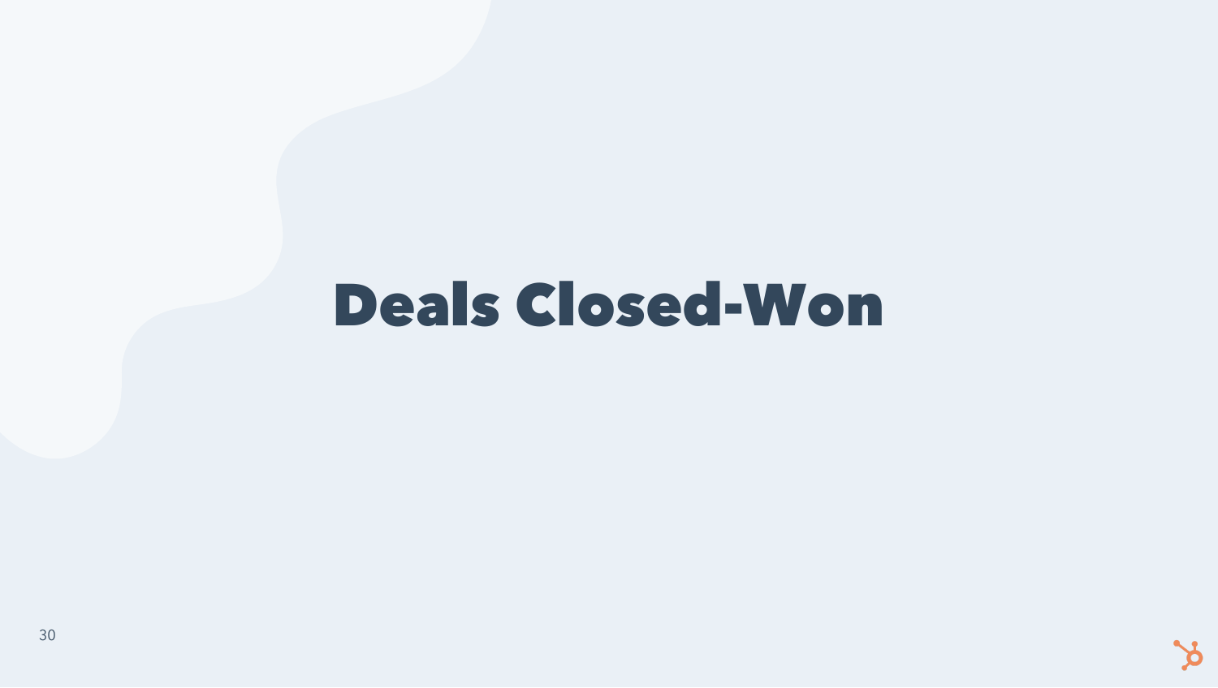# Deals Closed-Won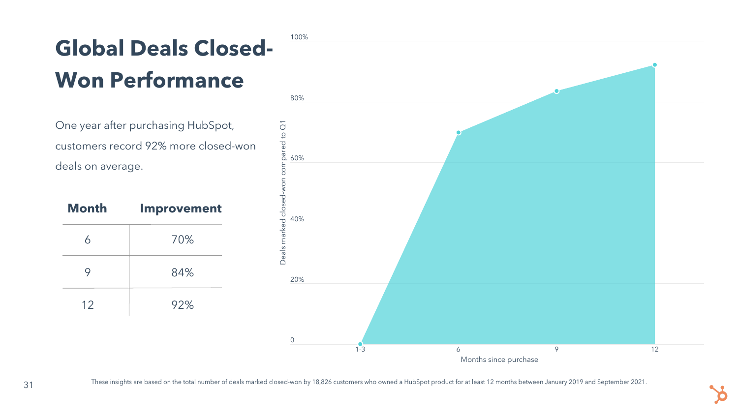# Global Deals Closed-Won Performance

One year after purchasing HubSpot, customers record 92% more closed-won deals on average.

| Month | Improvement |
| --- | --- |
| 6 | 70% |
| 9 | 84% |
| 12 | 92% |

These insights are based on the total number of deals marked closed-won by 18,826 customers who owned a HubSpot product for at least 12 months between January 2019 and September 2021.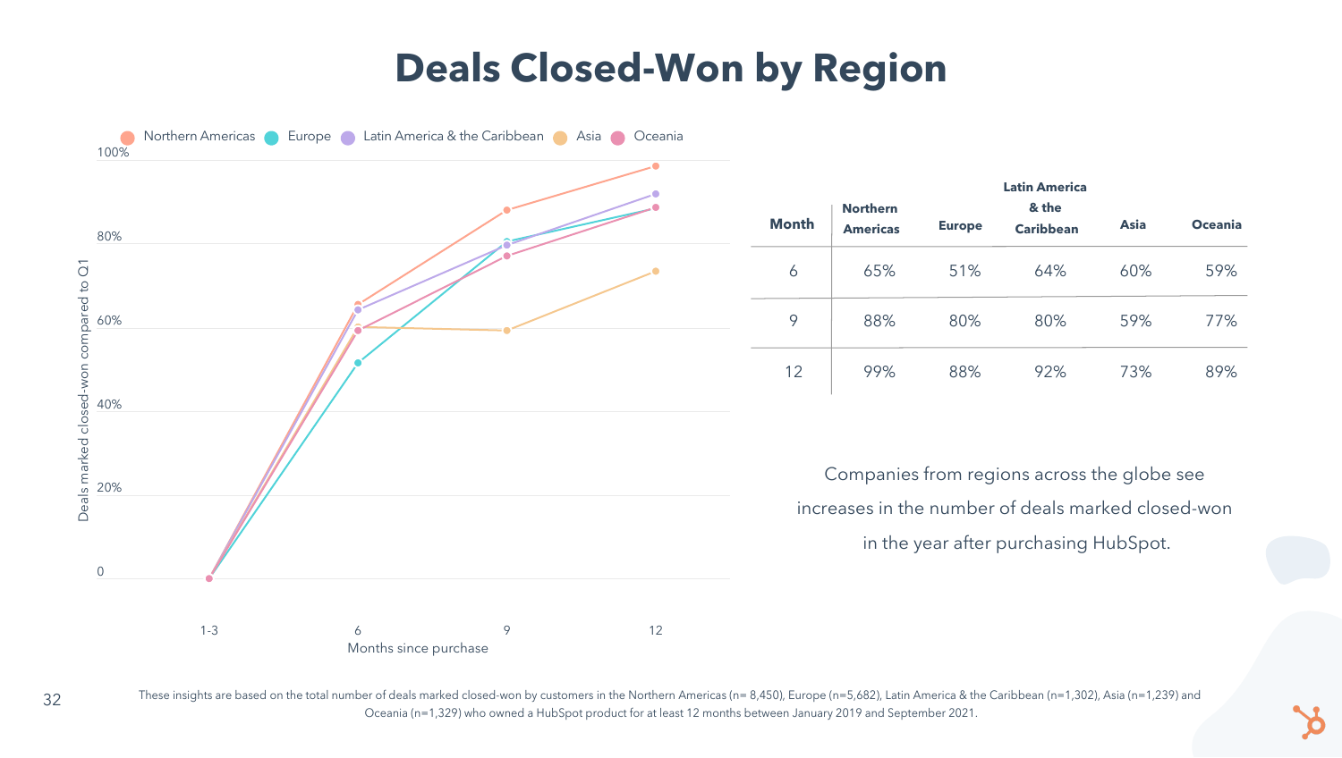# Deals Closed-Won by Region

| Month | Northern Americas | Europe | Latin America & the Caribbean | Asia | Oceania |
|---|---|---|---|---|---|
| 6 | 65% | 51% | 64% | 60% | 59% |
| 9 | 88% | 80% | 80% | 59% | 77% |
| 12 | 99% | 88% | 92% | 73% | 89% |

Companies from regions across the globe see increases in the number of deals marked closed-won in the year after purchasing HubSpot.

These insights are based on the total number of deals marked closed-won by customers in the Northern Americas (n= 8,450), Europe (n=5,682), Latin America & the Caribbean (n=1,302), Asia (n=1,239) and Oceania (n=1,329) who owned a HubSpot product for at least 12 months between January 2019 and September 2021.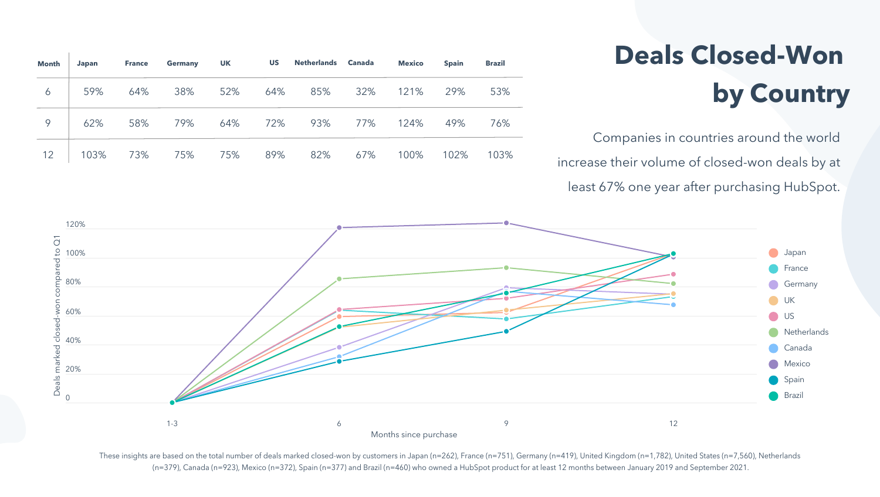# Deals Closed-Won by Country

Companies in countries around the world increase their volume of closed-won deals by at least 67% one year after purchasing HubSpot.

| Month | Japan | France | Germany | UK | US | Netherlands | Canada | Mexico | Spain | Brazil |
|---|---|---|---|---|---|---|---|---|---|---|
| 6 | 59% | 64% | 38% | 52% | 64% | 85% | 32% | 121% | 29% | 53% |
| 9 | 62% | 58% | 79% | 64% | 72% | 93% | 77% | 124% | 49% | 76% |
| 12 | 103% | 73% | 75% | 75% | 89% | 82% | 67% | 100% | 102% | 103% |

These insights are based on the total number of deals marked closed-won by customers in Japan (n=262), France (n=751), Germany (n=419), United Kingdom (n=1,782), United States (n=7,560), Netherlands (n=379), Canada (n=923), Mexico (n=372), Spain (n=377) and Brazil (n=460) who owned a HubSpot product for at least 12 months between January 2019 and September 2021.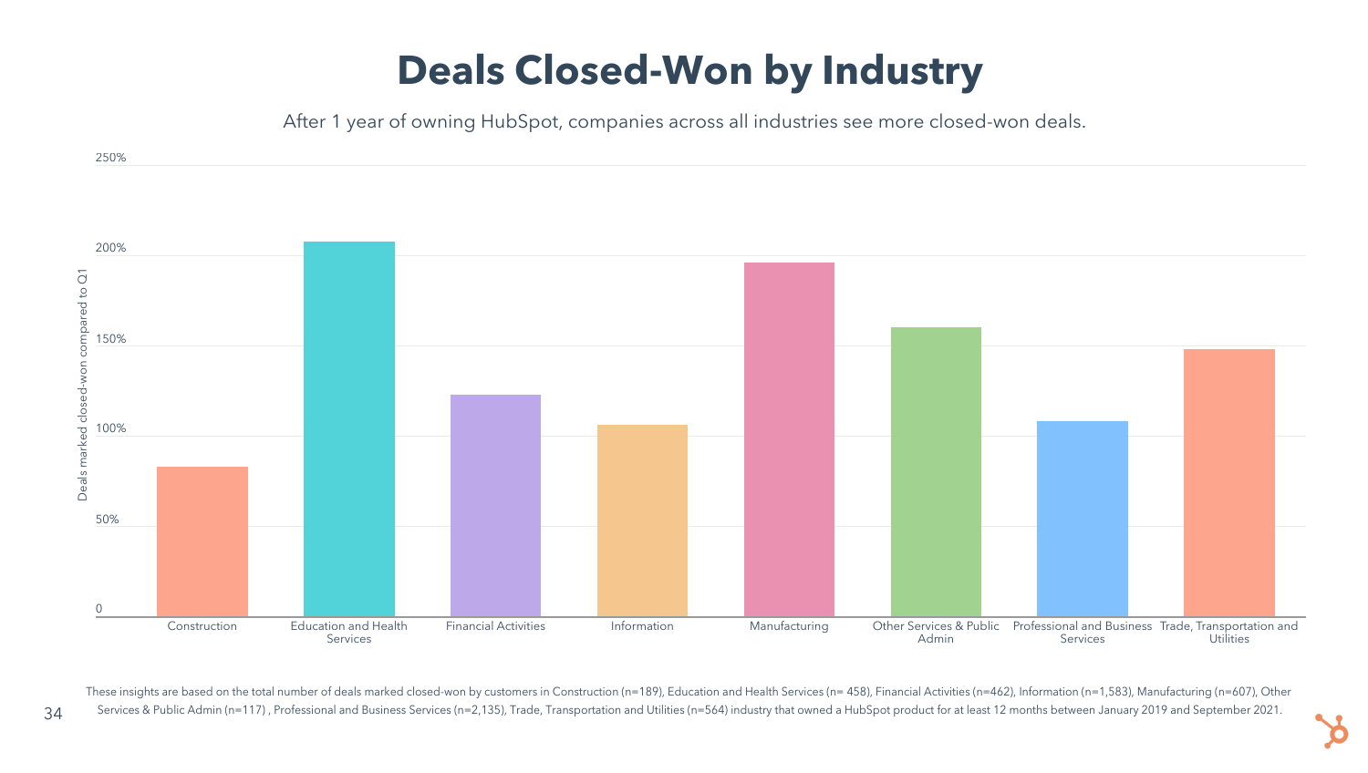# Deals Closed-Won by Industry

After 1 year of owning HubSpot, companies across all industries see more closed-won deals.

Deals marked closed-won compared to Q1

250%

200%

150%

100%

50%

0

Construction | Education and Health Services | Financial Activities | Information | Manufacturing | Other Services & Public Admin | Professional and Business Services | Trade, Transportation and Utilities

These insights are based on the total number of deals marked closed-won by customers in Construction (n=189), Education and Health Services (n= 458), Financial Activities (n=462), Information (n=1,583), Manufacturing (n=607), Other Services & Public Admin (n=117) , Professional and Business Services (n=2,135), Trade, Transportation and Utilities (n=564) industry that owned a HubSpot product for at least 12 months between January 2019 and September 2021.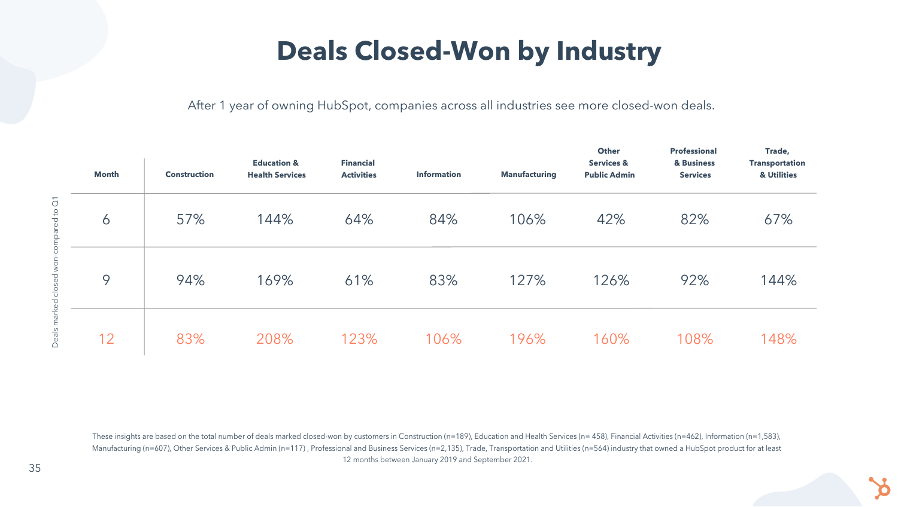# Deals Closed-Won by Industry

After 1 year of owning HubSpot, companies across all industries see more closed-won deals.

*Deals marked closed won-compared to Q1*

| Month | Construction | Education & Health Services | Financial Activities | Information | Manufacturing | Other Services & Public Admin | Professional & Business Services | Trade, Transportation & Utilities |
|---|---|---|---|---|---|---|---|---|
| 6 | 57% | 144% | 64% | 84% | 106% | 42% | 82% | 67% |
| 9 | 94% | 169% | 61% | 83% | 127% | 126% | 92% | 144% |
| 12 | 83% | 208% | 123% | 106% | 196% | 160% | 108% | 148% |

These insights are based on the total number of deals marked closed-won by customers in Construction (n=189), Education and Health Services (n= 458), Financial Activities (n=462), Information (n=1,583), Manufacturing (n=607), Other Services & Public Admin (n=117) , Professional and Business Services (n=2,135), Trade, Transportation and Utilities (n=564) industry that owned a HubSpot product for at least 12 months between January 2019 and September 2021.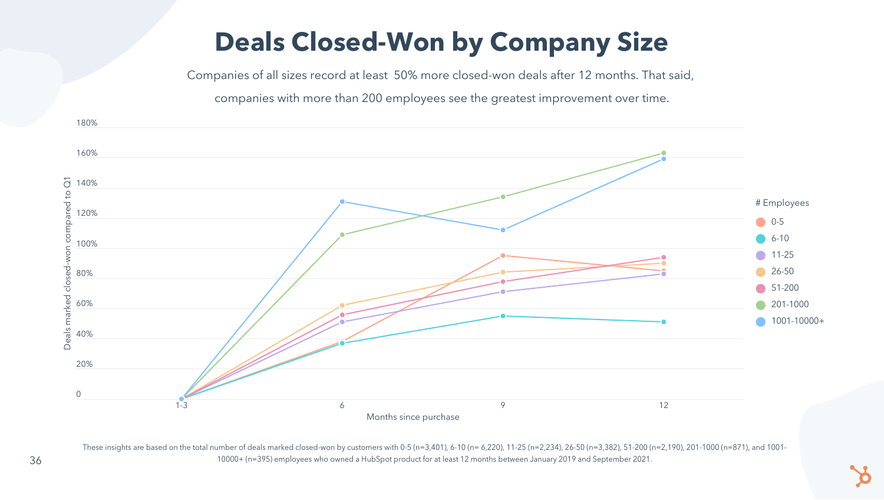# Deals Closed-Won by Company Size

Companies of all sizes record at least 50% more closed-won deals after 12 months. That said, companies with more than 200 employees see the greatest improvement over time.

These insights are based on the total number of deals marked closed-won by customers with 0-5 (n=3,401), 6-10 (n= 6,220), 11-25 (n=2,234), 26-50 (n=3,382), 51-200 (n=2,190), 201-1000 (n=871), and 1001-10000+ (n=395) employees who owned a HubSpot product for at least 12 months between January 2019 and September 2021.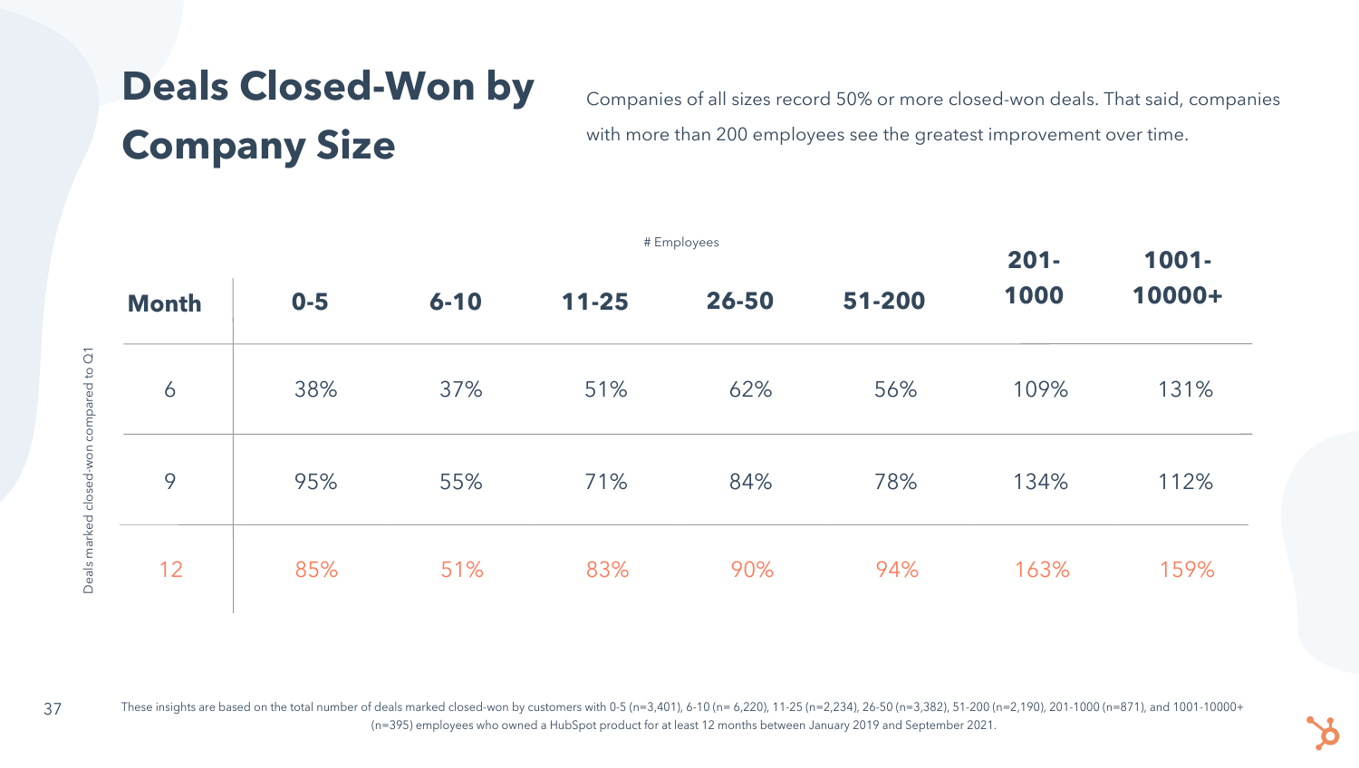# Deals Closed-Won by Company Size

Companies of all sizes record 50% or more closed-won deals. That said, companies with more than 200 employees see the greatest improvement over time.

Deals marked closed-won compared to Q1

| | # Employees | | | | | | |
|---|---|---|---|---|---|---|---|
| **Month** | **0-5** | **6-10** | **11-25** | **26-50** | **51-200** | **201-1000** | **1001-10000+** |
| 6 | 38% | 37% | 51% | 62% | 56% | 109% | 131% |
| 9 | 95% | 55% | 71% | 84% | 78% | 134% | 112% |
| 12 | 85% | 51% | 83% | 90% | 94% | 163% | 159% |

These insights are based on the total number of deals marked closed-won by customers with 0-5 (n=3,401), 6-10 (n= 6,220), 11-25 (n=2,234), 26-50 (n=3,382), 51-200 (n=2,190), 201-1000 (n=871), and 1001-10000+ (n=395) employees who owned a HubSpot product for at least 12 months between January 2019 and September 2021.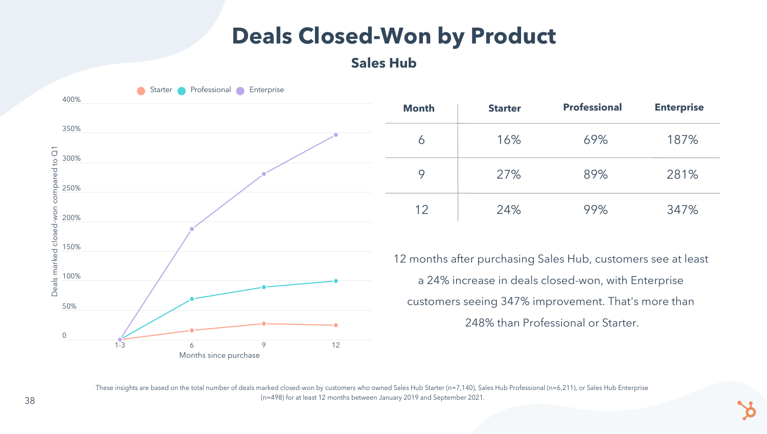# Deals Closed-Won by Product

## Sales Hub

| Month | Starter | Professional | Enterprise |
|---|---|---|---|
| 6 | 16% | 69% | 187% |
| 9 | 27% | 89% | 281% |
| 12 | 24% | 99% | 347% |

12 months after purchasing Sales Hub, customers see at least a 24% increase in deals closed-won, with Enterprise customers seeing 347% improvement. That's more than 248% than Professional or Starter.

These insights are based on the total number of deals marked closed-won by customers who owned Sales Hub Starter (n=7,140), Sales Hub Professional (n=6,211), or Sales Hub Enterprise (n=498) for at least 12 months between January 2019 and September 2021.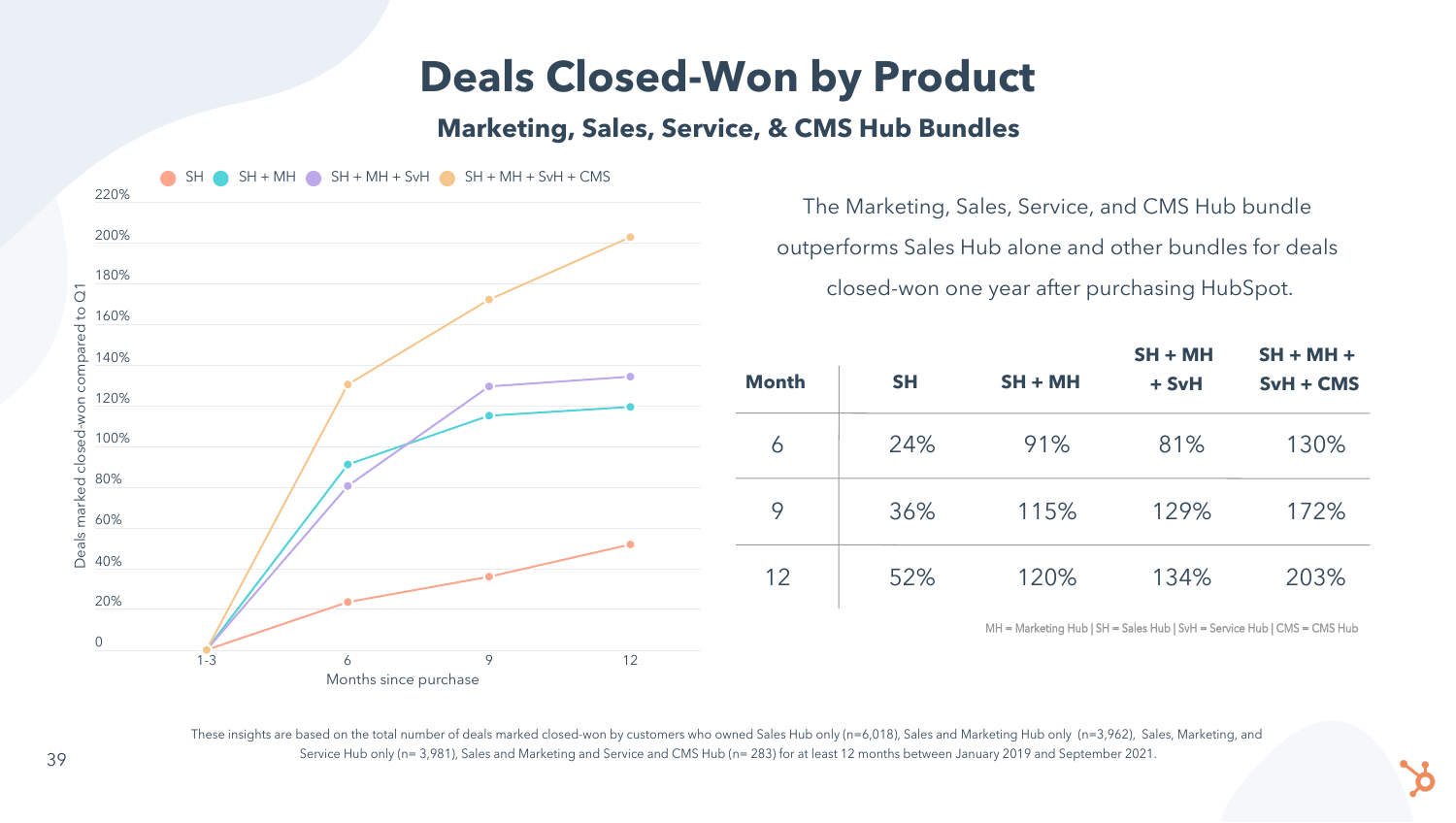# Deals Closed-Won by Product

## Marketing, Sales, Service, & CMS Hub Bundles

The Marketing, Sales, Service, and CMS Hub bundle outperforms Sales Hub alone and other bundles for deals closed-won one year after purchasing HubSpot.

| Month | SH | SH + MH | SH + MH + SvH | SH + MH + SvH + CMS |
|---|---|---|---|---|
| 6 | 24% | 91% | 81% | 130% |
| 9 | 36% | 115% | 129% | 172% |
| 12 | 52% | 120% | 134% | 203% |

MH = Marketing Hub | SH = Sales Hub | SvH = Service Hub | CMS = CMS Hub

These insights are based on the total number of deals marked closed-won by customers who owned Sales Hub only (n=6,018), Sales and Marketing Hub only (n=3,962), Sales, Marketing, and Service Hub only (n= 3,981), Sales and Marketing and Service and CMS Hub (n= 283) for at least 12 months between January 2019 and September 2021.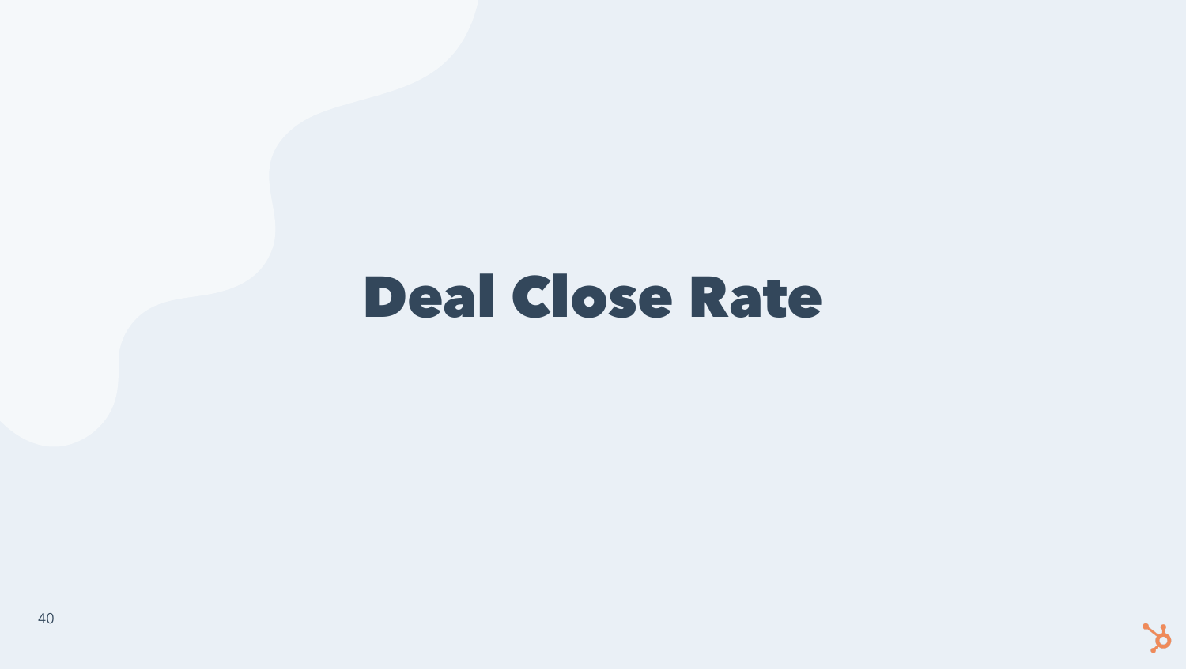# Deal Close Rate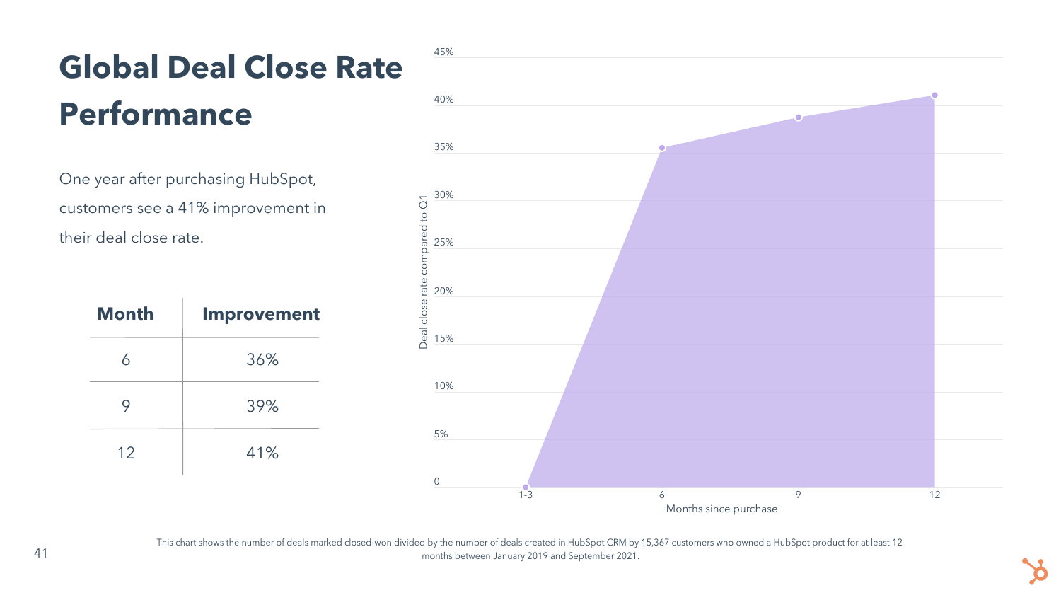# Global Deal Close Rate Performance

One year after purchasing HubSpot, customers see a 41% improvement in their deal close rate.

| Month | Improvement |
|---|---|
| 6 | 36% |
| 9 | 39% |
| 12 | 41% |

This chart shows the number of deals marked closed-won divided by the number of deals created in HubSpot CRM by 15,367 customers who owned a HubSpot product for at least 12 months between January 2019 and September 2021.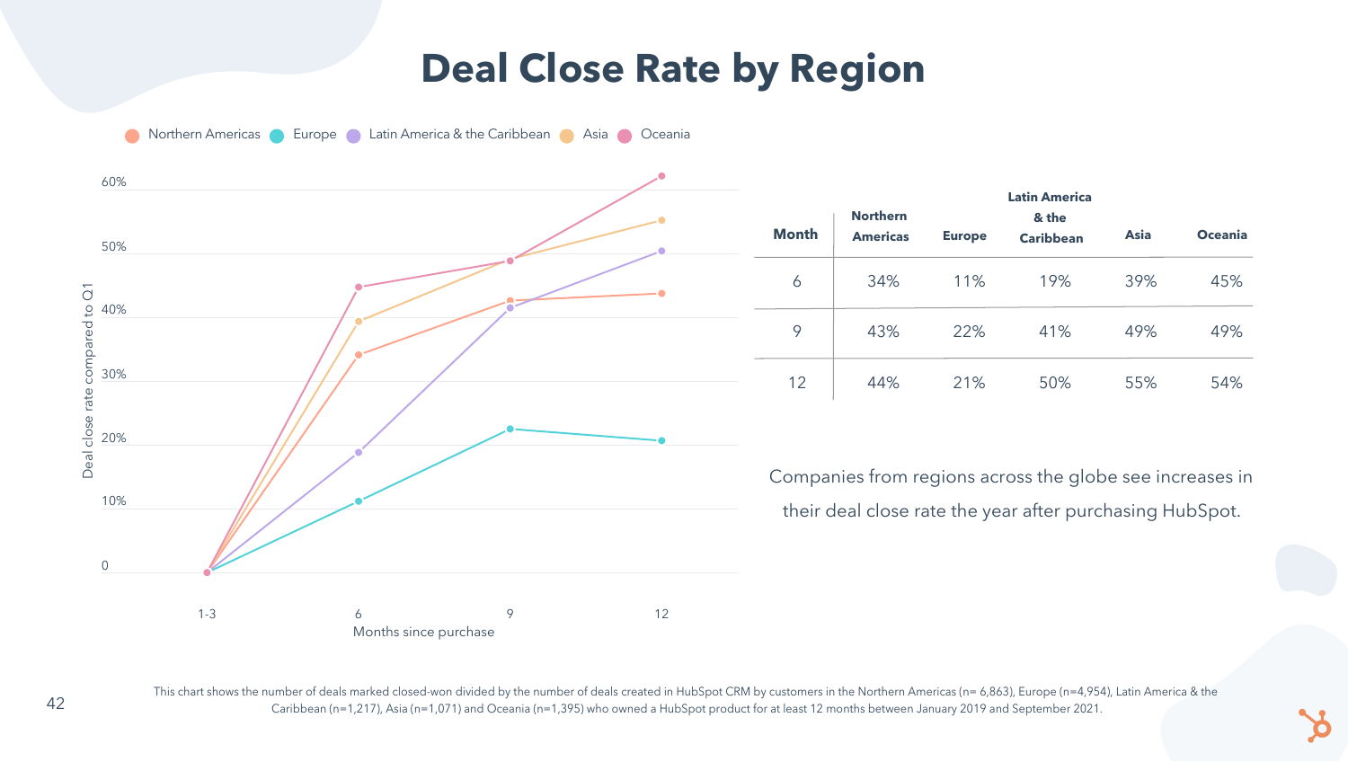# Deal Close Rate by Region

| Month | Northern Americas | Europe | Latin America & the Caribbean | Asia | Oceania |
|---|---|---|---|---|---|
| 6 | 34% | 11% | 19% | 39% | 45% |
| 9 | 43% | 22% | 41% | 49% | 49% |
| 12 | 44% | 21% | 50% | 55% | 54% |

Companies from regions across the globe see increases in their deal close rate the year after purchasing HubSpot.

This chart shows the number of deals marked closed-won divided by the number of deals created in HubSpot CRM by customers in the Northern Americas (n= 6,863), Europe (n=4,954), Latin America & the Caribbean (n=1,217), Asia (n=1,071) and Oceania (n=1,395) who owned a HubSpot product for at least 12 months between January 2019 and September 2021.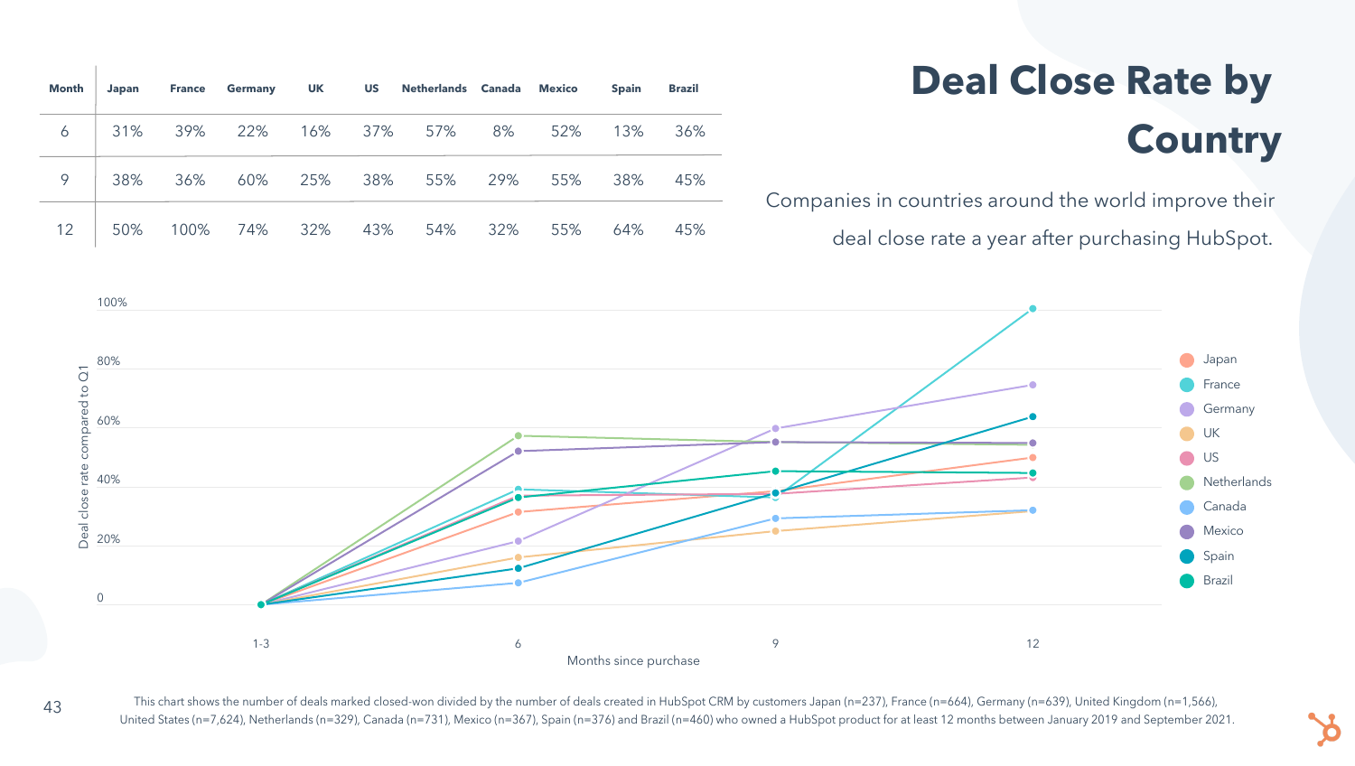# Deal Close Rate by Country

Companies in countries around the world improve their deal close rate a year after purchasing HubSpot.

| Month | Japan | France | Germany | UK | US | Netherlands | Canada | Mexico | Spain | Brazil |
|---|---|---|---|---|---|---|---|---|---|---|
| 6 | 31% | 39% | 22% | 16% | 37% | 57% | 8% | 52% | 13% | 36% |
| 9 | 38% | 36% | 60% | 25% | 38% | 55% | 29% | 55% | 38% | 45% |
| 12 | 50% | 100% | 74% | 32% | 43% | 54% | 32% | 55% | 64% | 45% |

This chart shows the number of deals marked closed-won divided by the number of deals created in HubSpot CRM by customers Japan (n=237), France (n=664), Germany (n=639), United Kingdom (n=1,566), United States (n=7,624), Netherlands (n=329), Canada (n=731), Mexico (n=367), Spain (n=376) and Brazil (n=460) who owned a HubSpot product for at least 12 months between January 2019 and September 2021.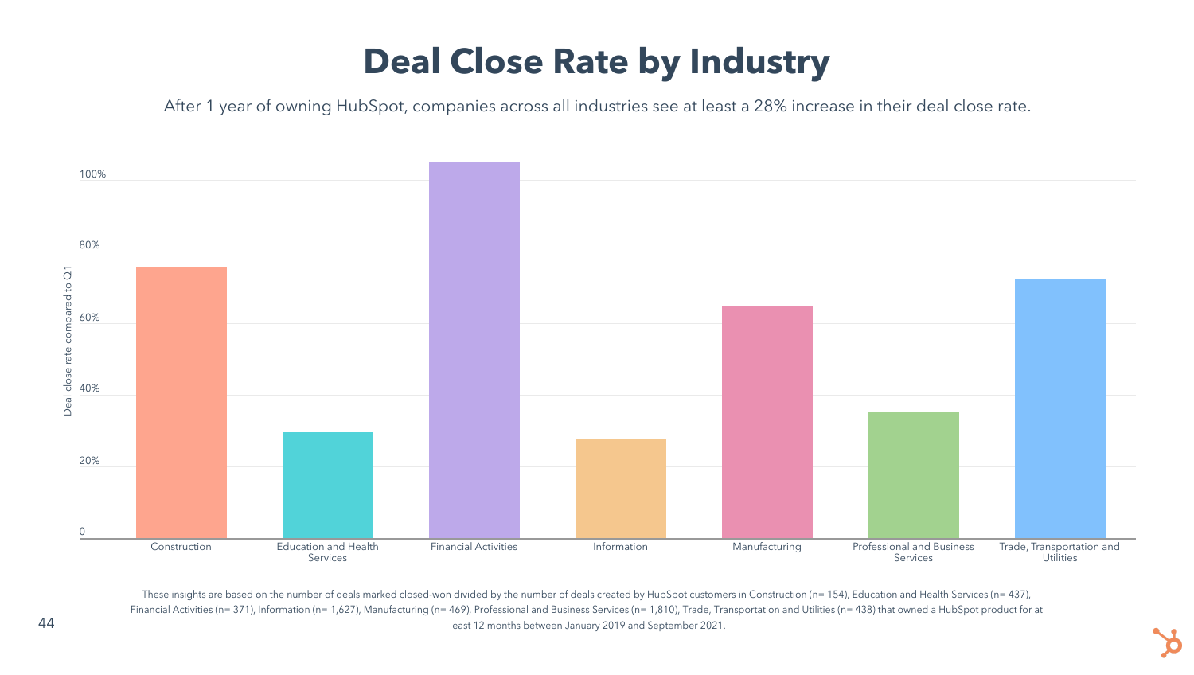# Deal Close Rate by Industry

After 1 year of owning HubSpot, companies across all industries see at least a 28% increase in their deal close rate.

Deal close rate compared to Q1

100%

80%

60%

40%

20%

0

Construction | Education and Health Services | Financial Activities | Information | Manufacturing | Professional and Business Services | Trade, Transportation and Utilities

These insights are based on the number of deals marked closed-won divided by the number of deals created by HubSpot customers in Construction (n= 154), Education and Health Services (n= 437), Financial Activities (n= 371), Information (n= 1,627), Manufacturing (n= 469), Professional and Business Services (n= 1,810), Trade, Transportation and Utilities (n= 438) that owned a HubSpot product for at least 12 months between January 2019 and September 2021.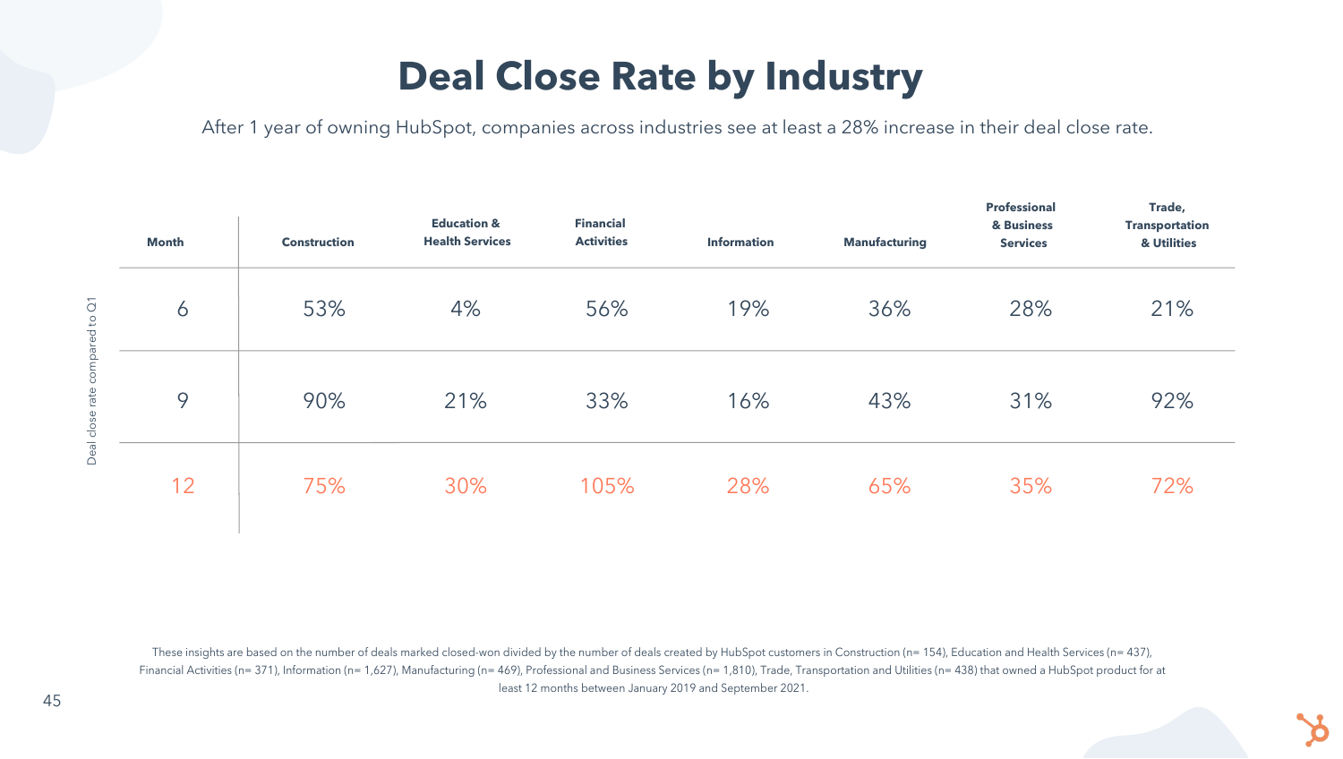# Deal Close Rate by Industry

After 1 year of owning HubSpot, companies across industries see at least a 28% increase in their deal close rate.

Deal close rate compared to Q1

| Month | Construction | Education & Health Services | Financial Activities | Information | Manufacturing | Professional & Business Services | Trade, Transportation & Utilities |
|---|---|---|---|---|---|---|---|
| 6 | 53% | 4% | 56% | 19% | 36% | 28% | 21% |
| 9 | 90% | 21% | 33% | 16% | 43% | 31% | 92% |
| 12 | 75% | 30% | 105% | 28% | 65% | 35% | 72% |

These insights are based on the number of deals marked closed-won divided by the number of deals created by HubSpot customers in Construction (n= 154), Education and Health Services (n= 437), Financial Activities (n= 371), Information (n= 1,627), Manufacturing (n= 469), Professional and Business Services (n= 1,810), Trade, Transportation and Utilities (n= 438) that owned a HubSpot product for at least 12 months between January 2019 and September 2021.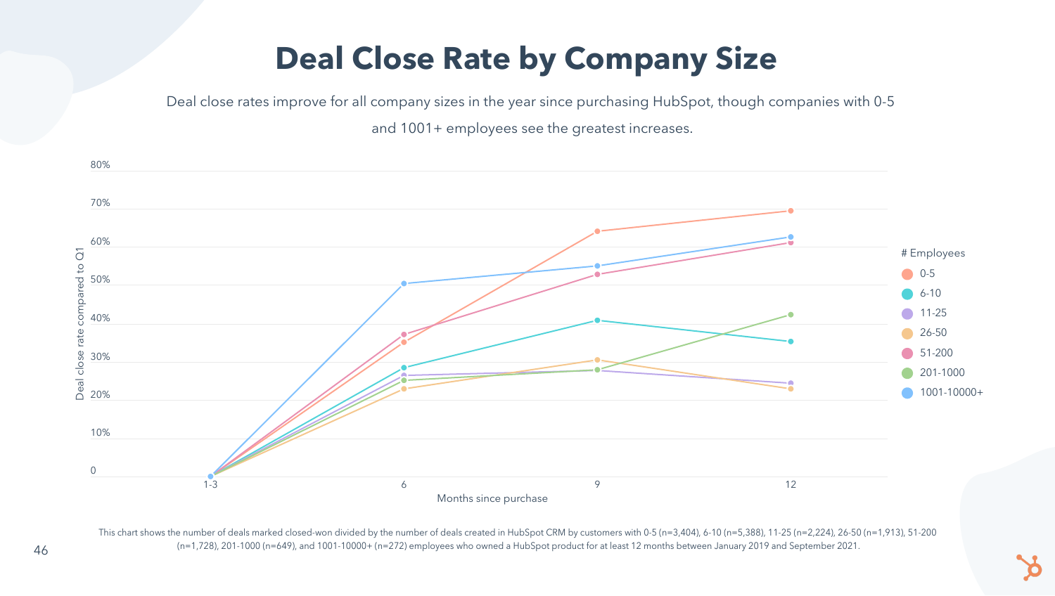# Deal Close Rate by Company Size

Deal close rates improve for all company sizes in the year since purchasing HubSpot, though companies with 0-5 and 1001+ employees see the greatest increases.

This chart shows the number of deals marked closed-won divided by the number of deals created in HubSpot CRM by customers with 0-5 (n=3,404), 6-10 (n=5,388), 11-25 (n=2,224), 26-50 (n=1,913), 51-200 (n=1,728), 201-1000 (n=649), and 1001-10000+ (n=272) employees who owned a HubSpot product for at least 12 months between January 2019 and September 2021.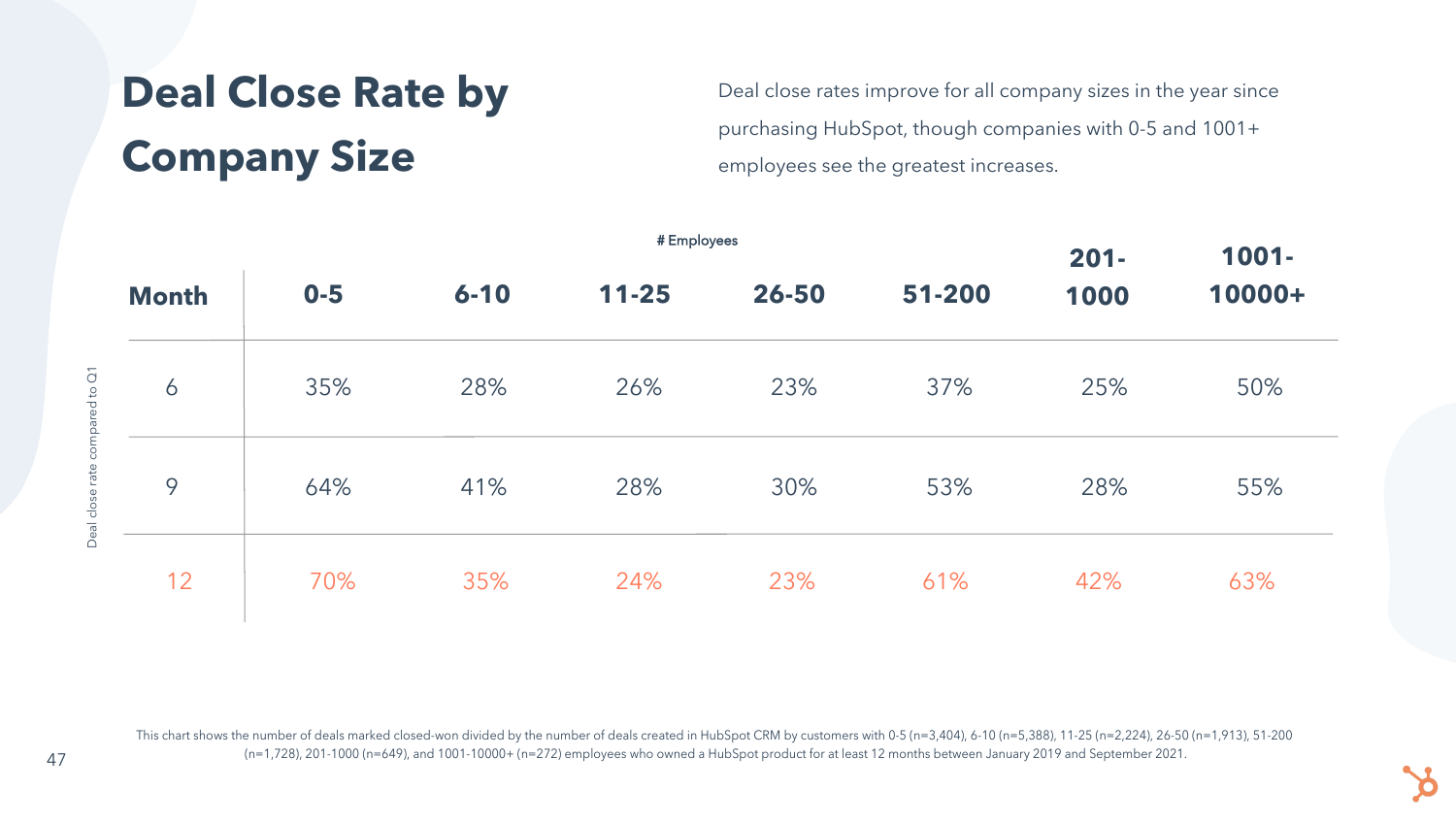# Deal Close Rate by Company Size

Deal close rates improve for all company sizes in the year since purchasing HubSpot, though companies with 0-5 and 1001+ employees see the greatest increases.

Deal close rate compared to Q1

| | # Employees | | | | | | |
|---|---|---|---|---|---|---|---|
| **Month** | **0-5** | **6-10** | **11-25** | **26-50** | **51-200** | **201-1000** | **1001-10000+** |
| 6 | 35% | 28% | 26% | 23% | 37% | 25% | 50% |
| 9 | 64% | 41% | 28% | 30% | 53% | 28% | 55% |
| 12 | 70% | 35% | 24% | 23% | 61% | 42% | 63% |

This chart shows the number of deals marked closed-won divided by the number of deals created in HubSpot CRM by customers with 0-5 (n=3,404), 6-10 (n=5,388), 11-25 (n=2,224), 26-50 (n=1,913), 51-200 (n=1,728), 201-1000 (n=649), and 1001-10000+ (n=272) employees who owned a HubSpot product for at least 12 months between January 2019 and September 2021.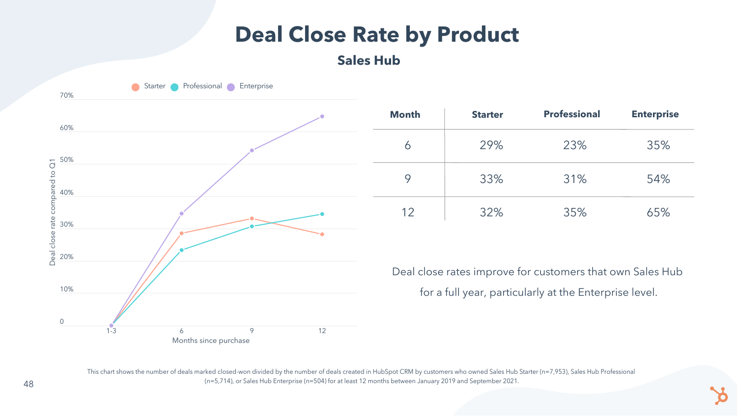# Deal Close Rate by Product

## Sales Hub

| Month | Starter | Professional | Enterprise |
|---|---|---|---|
| 6 | 29% | 23% | 35% |
| 9 | 33% | 31% | 54% |
| 12 | 32% | 35% | 65% |

Deal close rates improve for customers that own Sales Hub for a full year, particularly at the Enterprise level.

This chart shows the number of deals marked closed-won divided by the number of deals created in HubSpot CRM by customers who owned Sales Hub Starter (n=7,953), Sales Hub Professional (n=5,714), or Sales Hub Enterprise (n=504) for at least 12 months between January 2019 and September 2021.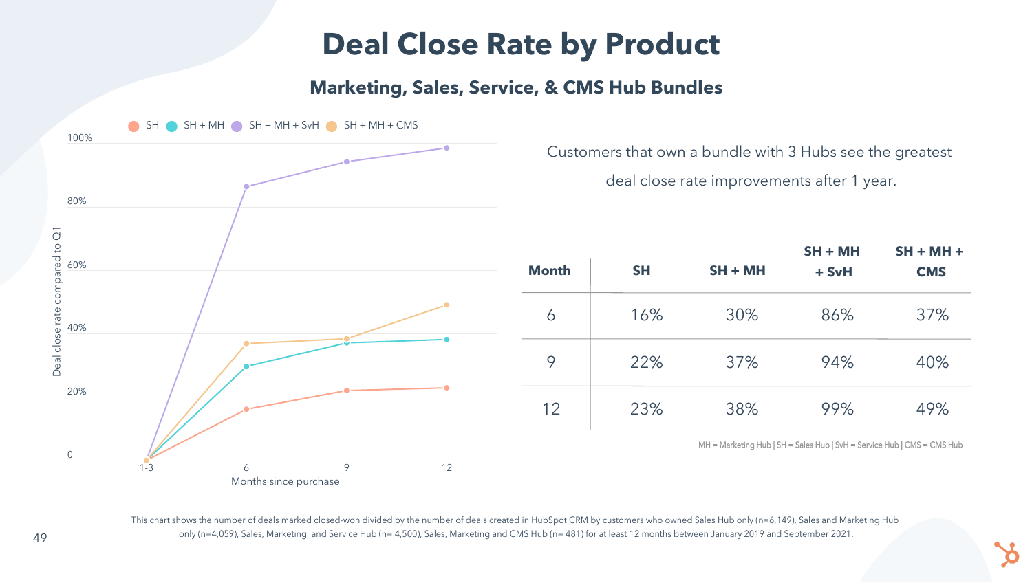# Deal Close Rate by Product

## Marketing, Sales, Service, & CMS Hub Bundles

SH | SH + MH | SH + MH + SvH | SH + MH + CMS

Deal close rate compared to Q1

Months since purchase

Customers that own a bundle with 3 Hubs see the greatest deal close rate improvements after 1 year.

| Month | SH | SH + MH | SH + MH + SvH | SH + MH + CMS |
|---|---|---|---|---|
| 6 | 16% | 30% | 86% | 37% |
| 9 | 22% | 37% | 94% | 40% |
| 12 | 23% | 38% | 99% | 49% |

MH = Marketing Hub | SH = Sales Hub | SvH = Service Hub | CMS = CMS Hub

This chart shows the number of deals marked closed-won divided by the number of deals created in HubSpot CRM by customers who owned Sales Hub only (n=6,149), Sales and Marketing Hub only (n=4,059), Sales, Marketing, and Service Hub (n= 4,500), Sales, Marketing and CMS Hub (n= 481) for at least 12 months between January 2019 and September 2021.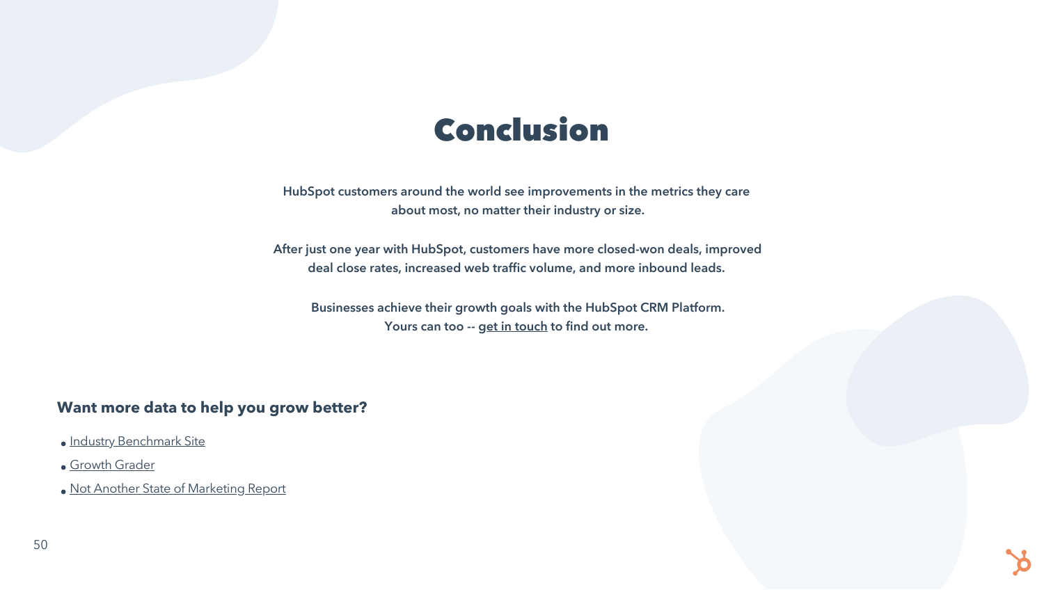# Conclusion

**HubSpot customers around the world see improvements in the metrics they care about most, no matter their industry or size.**

**After just one year with HubSpot, customers have more closed-won deals, improved deal close rates, increased web traffic volume, and more inbound leads.**

**Businesses achieve their growth goals with the HubSpot CRM Platform. Yours can too -- get in touch to find out more.**

### Want more data to help you grow better?

- Industry Benchmark Site
- Growth Grader
- Not Another State of Marketing Report